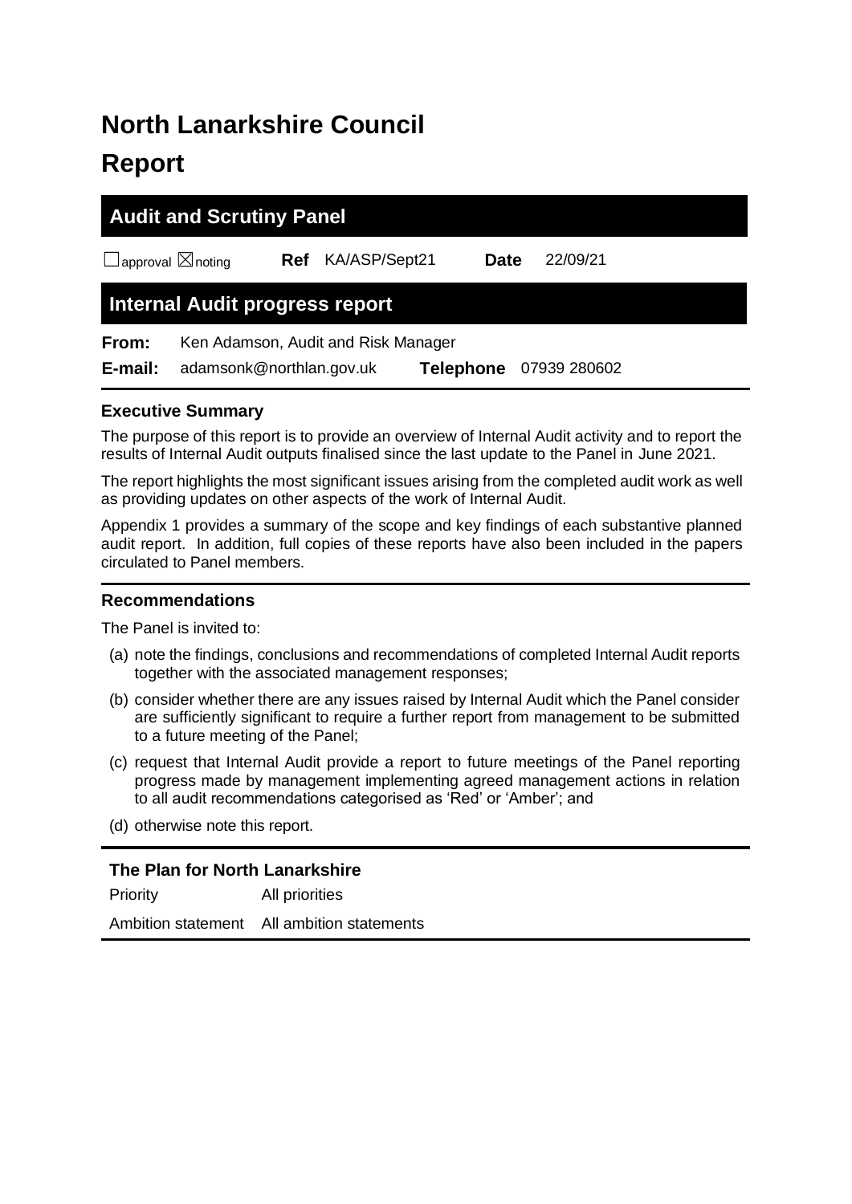# North Lanarkshire Council

# Report

## Audit and Scrutiny Panel

☐approval ☒noting **Ref** KA/ASP/Sept21 **Date** 22/09/21

## Internal Audit progress report

**From:** Ken Adamson, Audit and Risk Manager

**E-mail:** adamsonk@northlan.gov.uk **Telephone** 07939 280602

### Executive Summary

The purpose of this report is to provide an overview of Internal Audit activity and to report the results of Internal Audit outputs finalised since the last update to the Panel in June 2021.

The report highlights the most significant issues arising from the completed audit work as well as providing updates on other aspects of the work of Internal Audit.

Appendix 1 provides a summary of the scope and key findings of each substantive planned audit report. In addition, full copies of these reports have also been included in the papers circulated to Panel members.

### Recommendations

The Panel is invited to:

(a) note the findings, conclusions and recommendations of completed Internal Audit reports together with the associated management responses;

(b) consider whether there are any issues raised by Internal Audit which the Panel consider are sufficiently significant to require a further report from management to be submitted to a future meeting of the Panel;

(c) request that Internal Audit provide a report to future meetings of the Panel reporting progress made by management implementing agreed management actions in relation to all audit recommendations categorised as 'Red' or 'Amber'; and

(d) otherwise note this report.

### The Plan for North Lanarkshire

| | |
|---|---|
| Priority | All priorities |
| Ambition statement | All ambition statements |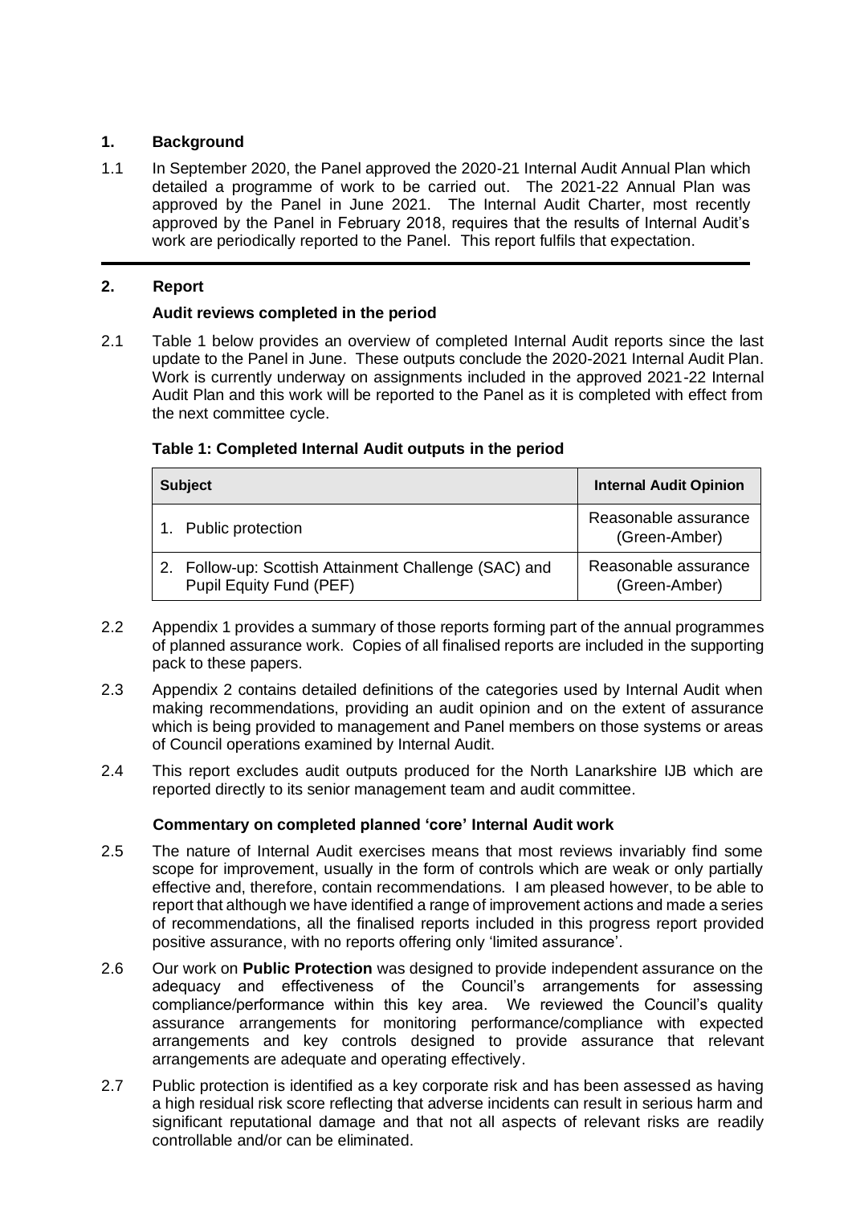## 1. Background

1.1 In September 2020, the Panel approved the 2020-21 Internal Audit Annual Plan which detailed a programme of work to be carried out. The 2021-22 Annual Plan was approved by the Panel in June 2021. The Internal Audit Charter, most recently approved by the Panel in February 2018, requires that the results of Internal Audit's work are periodically reported to the Panel. This report fulfils that expectation.

## 2. Report

### Audit reviews completed in the period

2.1 Table 1 below provides an overview of completed Internal Audit reports since the last update to the Panel in June. These outputs conclude the 2020-2021 Internal Audit Plan. Work is currently underway on assignments included in the approved 2021-22 Internal Audit Plan and this work will be reported to the Panel as it is completed with effect from the next committee cycle.

**Table 1: Completed Internal Audit outputs in the period**

| Subject | Internal Audit Opinion |
|---|---|
| 1. Public protection | Reasonable assurance (Green-Amber) |
| 2. Follow-up: Scottish Attainment Challenge (SAC) and Pupil Equity Fund (PEF) | Reasonable assurance (Green-Amber) |

2.2 Appendix 1 provides a summary of those reports forming part of the annual programmes of planned assurance work. Copies of all finalised reports are included in the supporting pack to these papers.

2.3 Appendix 2 contains detailed definitions of the categories used by Internal Audit when making recommendations, providing an audit opinion and on the extent of assurance which is being provided to management and Panel members on those systems or areas of Council operations examined by Internal Audit.

2.4 This report excludes audit outputs produced for the North Lanarkshire IJB which are reported directly to its senior management team and audit committee.

### Commentary on completed planned 'core' Internal Audit work

2.5 The nature of Internal Audit exercises means that most reviews invariably find some scope for improvement, usually in the form of controls which are weak or only partially effective and, therefore, contain recommendations. I am pleased however, to be able to report that although we have identified a range of improvement actions and made a series of recommendations, all the finalised reports included in this progress report provided positive assurance, with no reports offering only 'limited assurance'.

2.6 Our work on **Public Protection** was designed to provide independent assurance on the adequacy and effectiveness of the Council's arrangements for assessing compliance/performance within this key area. We reviewed the Council's quality assurance arrangements for monitoring performance/compliance with expected arrangements and key controls designed to provide assurance that relevant arrangements are adequate and operating effectively.

2.7 Public protection is identified as a key corporate risk and has been assessed as having a high residual risk score reflecting that adverse incidents can result in serious harm and significant reputational damage and that not all aspects of relevant risks are readily controllable and/or can be eliminated.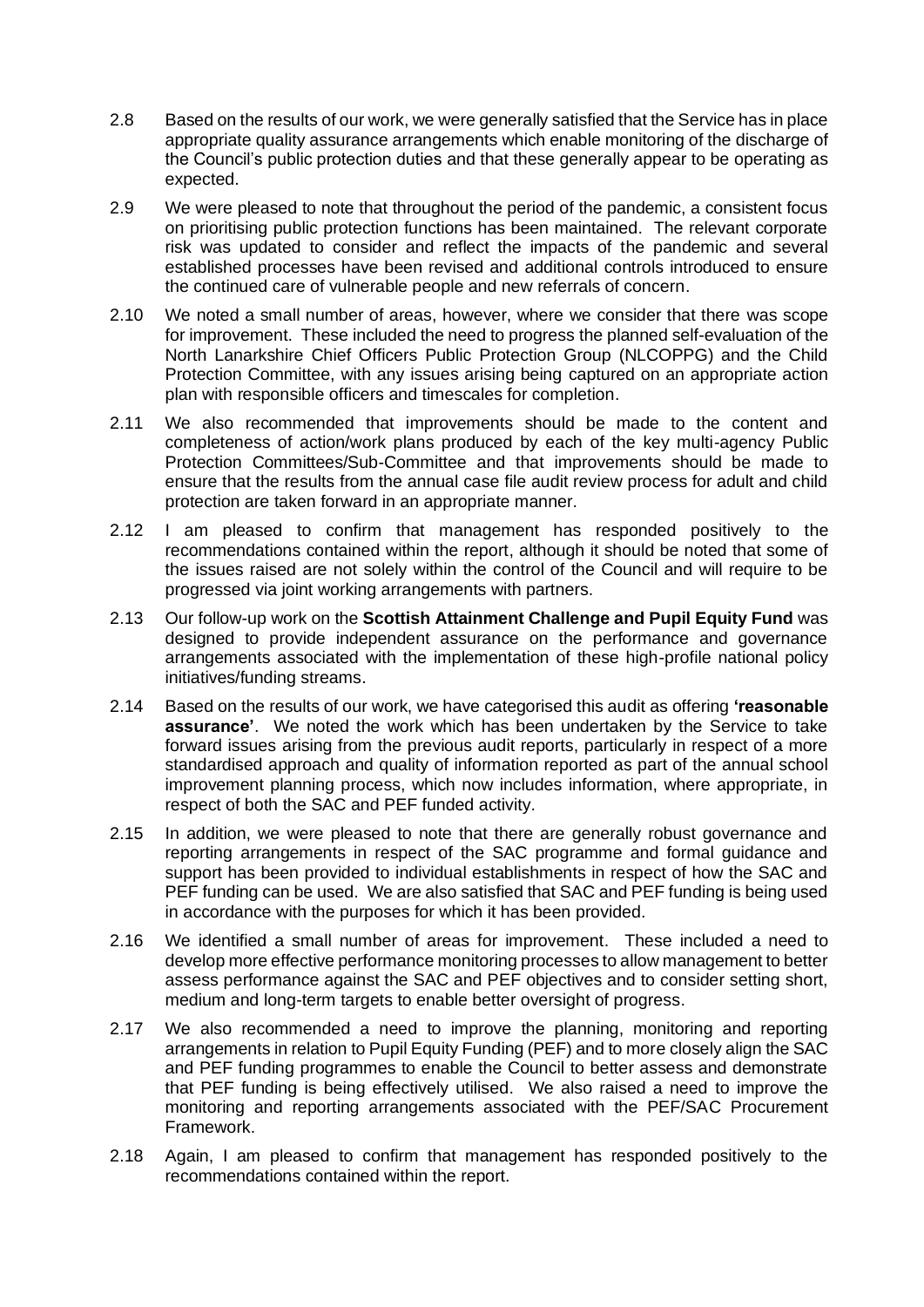2.8 Based on the results of our work, we were generally satisfied that the Service has in place appropriate quality assurance arrangements which enable monitoring of the discharge of the Council's public protection duties and that these generally appear to be operating as expected.

2.9 We were pleased to note that throughout the period of the pandemic, a consistent focus on prioritising public protection functions has been maintained. The relevant corporate risk was updated to consider and reflect the impacts of the pandemic and several established processes have been revised and additional controls introduced to ensure the continued care of vulnerable people and new referrals of concern.

2.10 We noted a small number of areas, however, where we consider that there was scope for improvement. These included the need to progress the planned self-evaluation of the North Lanarkshire Chief Officers Public Protection Group (NLCOPPG) and the Child Protection Committee, with any issues arising being captured on an appropriate action plan with responsible officers and timescales for completion.

2.11 We also recommended that improvements should be made to the content and completeness of action/work plans produced by each of the key multi-agency Public Protection Committees/Sub-Committee and that improvements should be made to ensure that the results from the annual case file audit review process for adult and child protection are taken forward in an appropriate manner.

2.12 I am pleased to confirm that management has responded positively to the recommendations contained within the report, although it should be noted that some of the issues raised are not solely within the control of the Council and will require to be progressed via joint working arrangements with partners.

2.13 Our follow-up work on the **Scottish Attainment Challenge and Pupil Equity Fund** was designed to provide independent assurance on the performance and governance arrangements associated with the implementation of these high-profile national policy initiatives/funding streams.

2.14 Based on the results of our work, we have categorised this audit as offering **'reasonable assurance'**. We noted the work which has been undertaken by the Service to take forward issues arising from the previous audit reports, particularly in respect of a more standardised approach and quality of information reported as part of the annual school improvement planning process, which now includes information, where appropriate, in respect of both the SAC and PEF funded activity.

2.15 In addition, we were pleased to note that there are generally robust governance and reporting arrangements in respect of the SAC programme and formal guidance and support has been provided to individual establishments in respect of how the SAC and PEF funding can be used. We are also satisfied that SAC and PEF funding is being used in accordance with the purposes for which it has been provided.

2.16 We identified a small number of areas for improvement. These included a need to develop more effective performance monitoring processes to allow management to better assess performance against the SAC and PEF objectives and to consider setting short, medium and long-term targets to enable better oversight of progress.

2.17 We also recommended a need to improve the planning, monitoring and reporting arrangements in relation to Pupil Equity Funding (PEF) and to more closely align the SAC and PEF funding programmes to enable the Council to better assess and demonstrate that PEF funding is being effectively utilised. We also raised a need to improve the monitoring and reporting arrangements associated with the PEF/SAC Procurement Framework.

2.18 Again, I am pleased to confirm that management has responded positively to the recommendations contained within the report.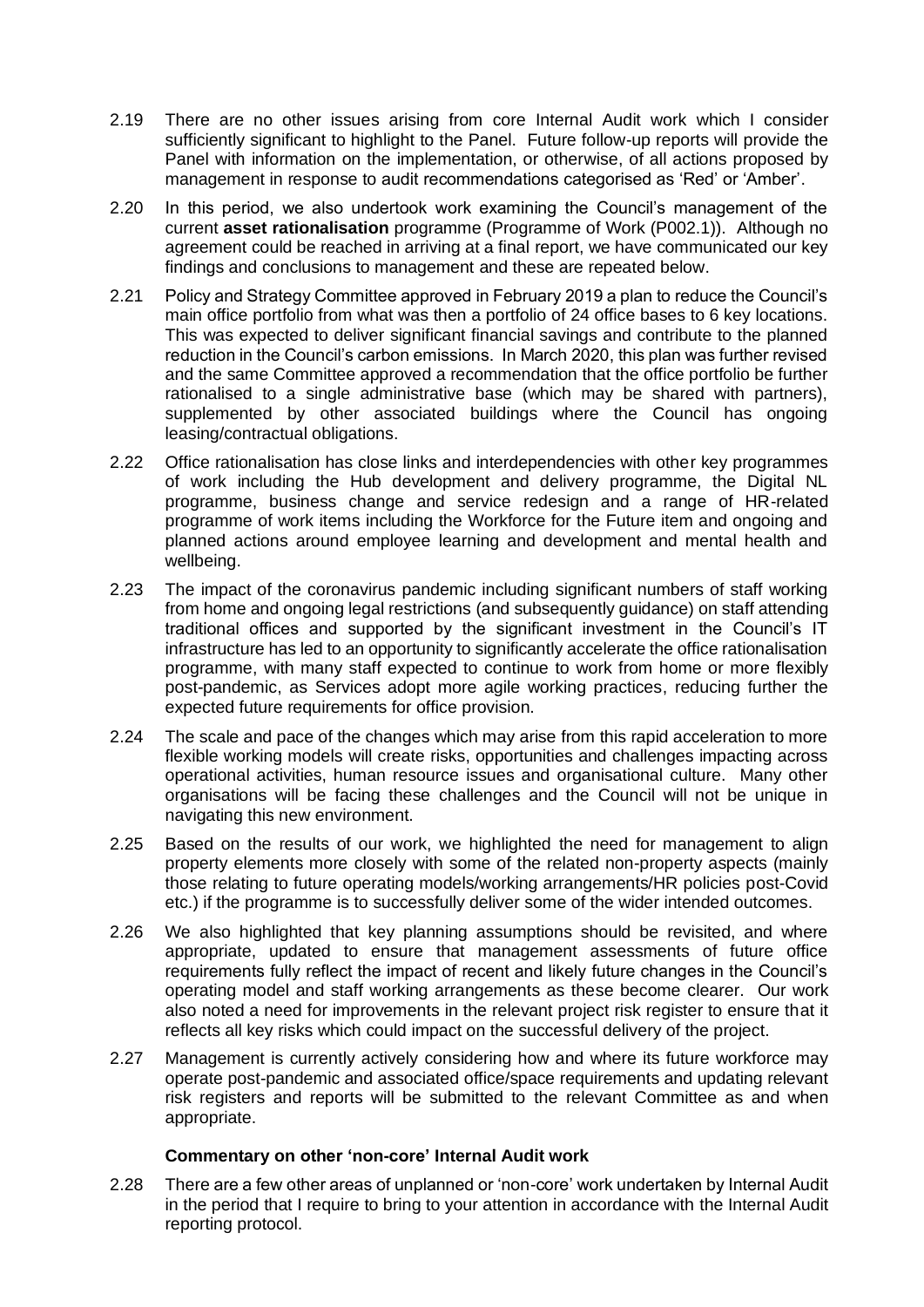2.19 There are no other issues arising from core Internal Audit work which I consider sufficiently significant to highlight to the Panel. Future follow-up reports will provide the Panel with information on the implementation, or otherwise, of all actions proposed by management in response to audit recommendations categorised as 'Red' or 'Amber'.

2.20 In this period, we also undertook work examining the Council's management of the current **asset rationalisation** programme (Programme of Work (P002.1)). Although no agreement could be reached in arriving at a final report, we have communicated our key findings and conclusions to management and these are repeated below.

2.21 Policy and Strategy Committee approved in February 2019 a plan to reduce the Council's main office portfolio from what was then a portfolio of 24 office bases to 6 key locations. This was expected to deliver significant financial savings and contribute to the planned reduction in the Council's carbon emissions. In March 2020, this plan was further revised and the same Committee approved a recommendation that the office portfolio be further rationalised to a single administrative base (which may be shared with partners), supplemented by other associated buildings where the Council has ongoing leasing/contractual obligations.

2.22 Office rationalisation has close links and interdependencies with other key programmes of work including the Hub development and delivery programme, the Digital NL programme, business change and service redesign and a range of HR-related programme of work items including the Workforce for the Future item and ongoing and planned actions around employee learning and development and mental health and wellbeing.

2.23 The impact of the coronavirus pandemic including significant numbers of staff working from home and ongoing legal restrictions (and subsequently guidance) on staff attending traditional offices and supported by the significant investment in the Council's IT infrastructure has led to an opportunity to significantly accelerate the office rationalisation programme, with many staff expected to continue to work from home or more flexibly post-pandemic, as Services adopt more agile working practices, reducing further the expected future requirements for office provision.

2.24 The scale and pace of the changes which may arise from this rapid acceleration to more flexible working models will create risks, opportunities and challenges impacting across operational activities, human resource issues and organisational culture. Many other organisations will be facing these challenges and the Council will not be unique in navigating this new environment.

2.25 Based on the results of our work, we highlighted the need for management to align property elements more closely with some of the related non-property aspects (mainly those relating to future operating models/working arrangements/HR policies post-Covid etc.) if the programme is to successfully deliver some of the wider intended outcomes.

2.26 We also highlighted that key planning assumptions should be revisited, and where appropriate, updated to ensure that management assessments of future office requirements fully reflect the impact of recent and likely future changes in the Council's operating model and staff working arrangements as these become clearer. Our work also noted a need for improvements in the relevant project risk register to ensure that it reflects all key risks which could impact on the successful delivery of the project.

2.27 Management is currently actively considering how and where its future workforce may operate post-pandemic and associated office/space requirements and updating relevant risk registers and reports will be submitted to the relevant Committee as and when appropriate.

### Commentary on other 'non-core' Internal Audit work

2.28 There are a few other areas of unplanned or 'non-core' work undertaken by Internal Audit in the period that I require to bring to your attention in accordance with the Internal Audit reporting protocol.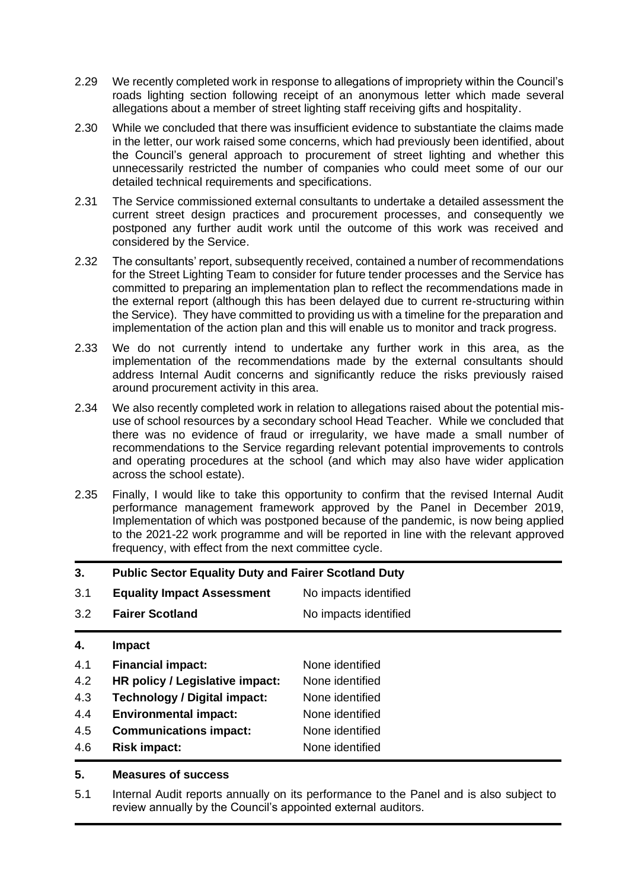2.29 We recently completed work in response to allegations of impropriety within the Council's roads lighting section following receipt of an anonymous letter which made several allegations about a member of street lighting staff receiving gifts and hospitality.

2.30 While we concluded that there was insufficient evidence to substantiate the claims made in the letter, our work raised some concerns, which had previously been identified, about the Council's general approach to procurement of street lighting and whether this unnecessarily restricted the number of companies who could meet some of our our detailed technical requirements and specifications.

2.31 The Service commissioned external consultants to undertake a detailed assessment the current street design practices and procurement processes, and consequently we postponed any further audit work until the outcome of this work was received and considered by the Service.

2.32 The consultants' report, subsequently received, contained a number of recommendations for the Street Lighting Team to consider for future tender processes and the Service has committed to preparing an implementation plan to reflect the recommendations made in the external report (although this has been delayed due to current re-structuring within the Service). They have committed to providing us with a timeline for the preparation and implementation of the action plan and this will enable us to monitor and track progress.

2.33 We do not currently intend to undertake any further work in this area, as the implementation of the recommendations made by the external consultants should address Internal Audit concerns and significantly reduce the risks previously raised around procurement activity in this area.

2.34 We also recently completed work in relation to allegations raised about the potential mis-use of school resources by a secondary school Head Teacher. While we concluded that there was no evidence of fraud or irregularity, we have made a small number of recommendations to the Service regarding relevant potential improvements to controls and operating procedures at the school (and which may also have wider application across the school estate).

2.35 Finally, I would like to take this opportunity to confirm that the revised Internal Audit performance management framework approved by the Panel in December 2019, Implementation of which was postponed because of the pandemic, is now being applied to the 2021-22 work programme and will be reported in line with the relevant approved frequency, with effect from the next committee cycle.

## 3. Public Sector Equality Duty and Fairer Scotland Duty

| | | |
|---|---|---|
| 3.1 | **Equality Impact Assessment** | No impacts identified |
| 3.2 | **Fairer Scotland** | No impacts identified |

## 4. Impact

| | | |
|---|---|---|
| 4.1 | **Financial impact:** | None identified |
| 4.2 | **HR policy / Legislative impact:** | None identified |
| 4.3 | **Technology / Digital impact:** | None identified |
| 4.4 | **Environmental impact:** | None identified |
| 4.5 | **Communications impact:** | None identified |
| 4.6 | **Risk impact:** | None identified |

## 5. Measures of success

5.1 Internal Audit reports annually on its performance to the Panel and is also subject to review annually by the Council's appointed external auditors.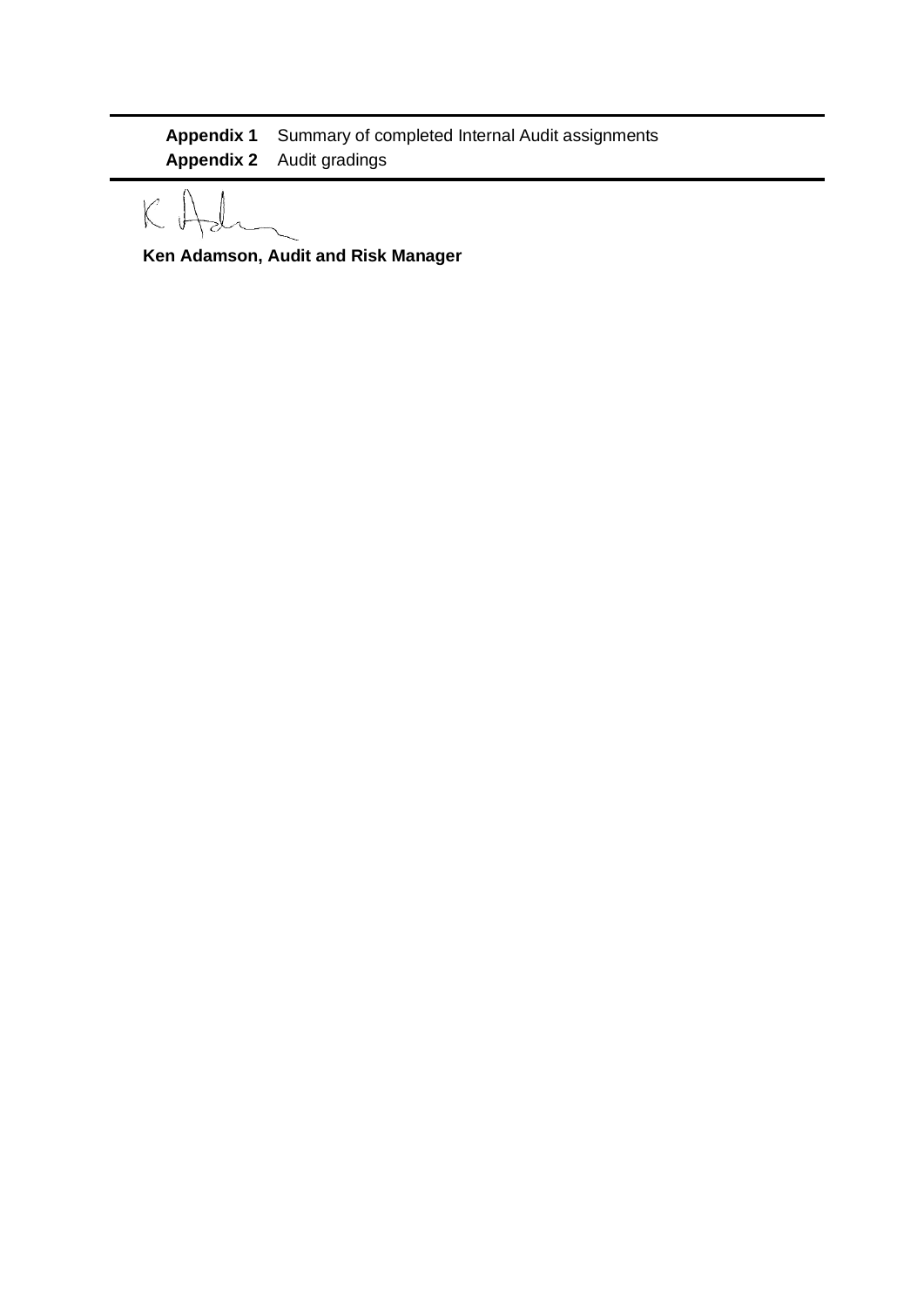| | |
|---|---|
| **Appendix 1** | Summary of completed Internal Audit assignments |
| **Appendix 2** | Audit gradings |

**Ken Adamson, Audit and Risk Manager**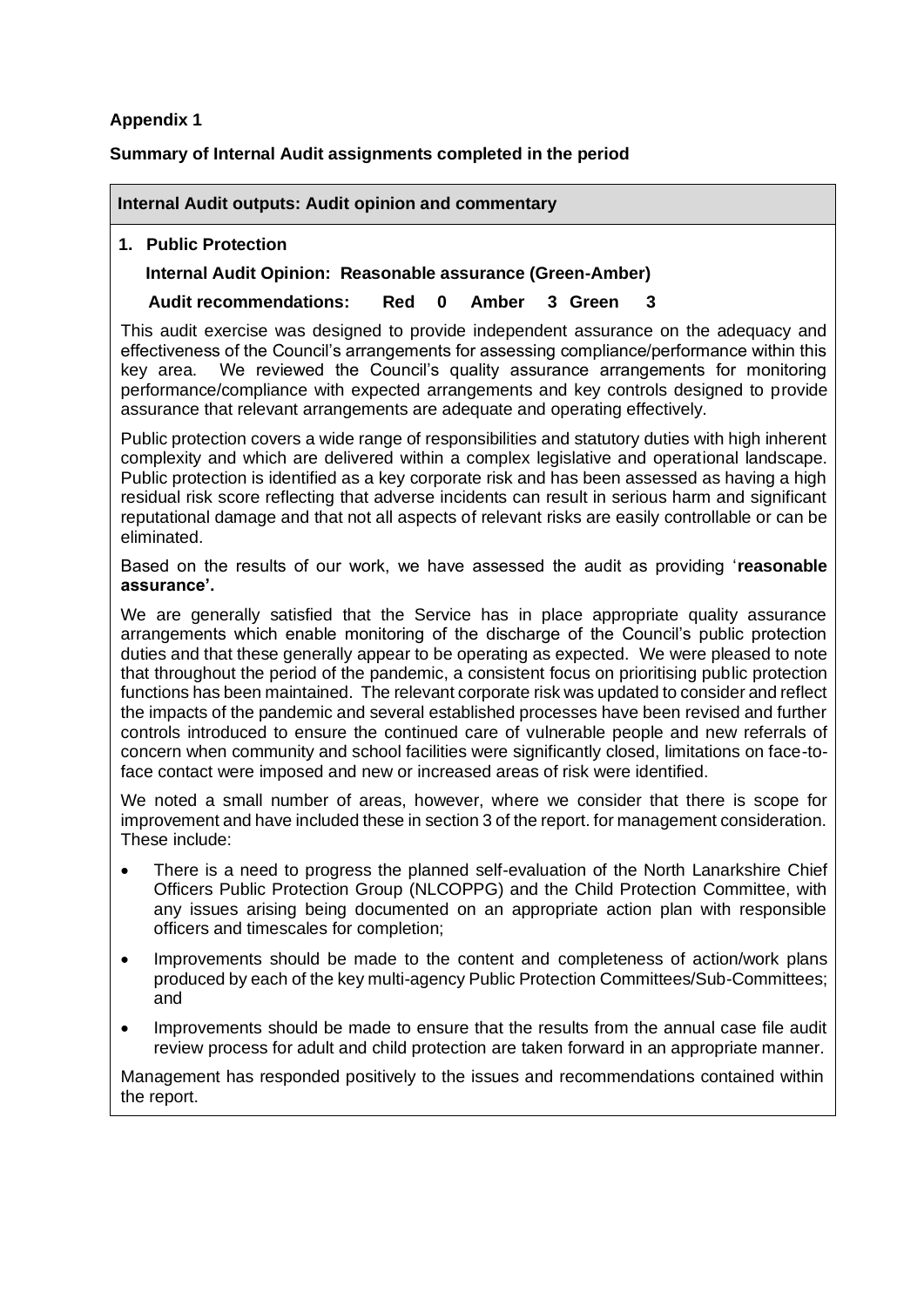**Appendix 1**

**Summary of Internal Audit assignments completed in the period**

**Internal Audit outputs: Audit opinion and commentary**

**1. Public Protection**

**Internal Audit Opinion: Reasonable assurance (Green-Amber)**

**Audit recommendations: Red 0 Amber 3 Green 3**

This audit exercise was designed to provide independent assurance on the adequacy and effectiveness of the Council's arrangements for assessing compliance/performance within this key area. We reviewed the Council's quality assurance arrangements for monitoring performance/compliance with expected arrangements and key controls designed to provide assurance that relevant arrangements are adequate and operating effectively.

Public protection covers a wide range of responsibilities and statutory duties with high inherent complexity and which are delivered within a complex legislative and operational landscape. Public protection is identified as a key corporate risk and has been assessed as having a high residual risk score reflecting that adverse incidents can result in serious harm and significant reputational damage and that not all aspects of relevant risks are easily controllable or can be eliminated.

Based on the results of our work, we have assessed the audit as providing '**reasonable assurance'.**

We are generally satisfied that the Service has in place appropriate quality assurance arrangements which enable monitoring of the discharge of the Council's public protection duties and that these generally appear to be operating as expected. We were pleased to note that throughout the period of the pandemic, a consistent focus on prioritising public protection functions has been maintained. The relevant corporate risk was updated to consider and reflect the impacts of the pandemic and several established processes have been revised and further controls introduced to ensure the continued care of vulnerable people and new referrals of concern when community and school facilities were significantly closed, limitations on face-to-face contact were imposed and new or increased areas of risk were identified.

We noted a small number of areas, however, where we consider that there is scope for improvement and have included these in section 3 of the report. for management consideration. These include:

- There is a need to progress the planned self-evaluation of the North Lanarkshire Chief Officers Public Protection Group (NLCOPPG) and the Child Protection Committee, with any issues arising being documented on an appropriate action plan with responsible officers and timescales for completion;
- Improvements should be made to the content and completeness of action/work plans produced by each of the key multi-agency Public Protection Committees/Sub-Committees; and
- Improvements should be made to ensure that the results from the annual case file audit review process for adult and child protection are taken forward in an appropriate manner.

Management has responded positively to the issues and recommendations contained within the report.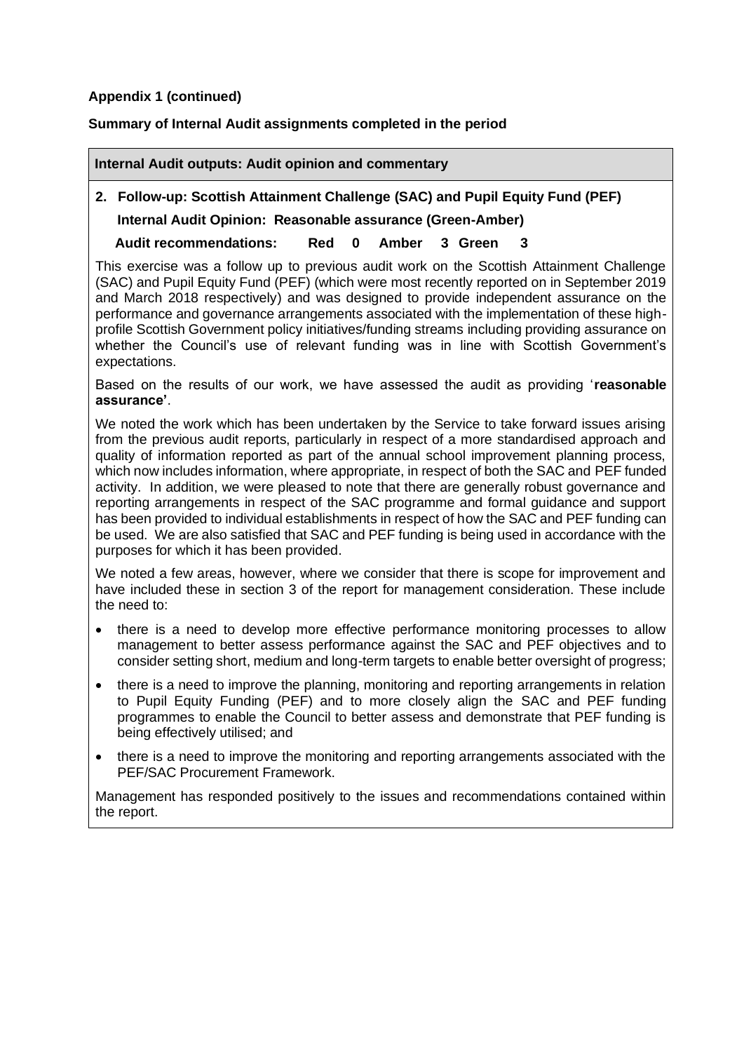**Appendix 1 (continued)**

**Summary of Internal Audit assignments completed in the period**

**Internal Audit outputs: Audit opinion and commentary**

**2. Follow-up: Scottish Attainment Challenge (SAC) and Pupil Equity Fund (PEF)**

**Internal Audit Opinion: Reasonable assurance (Green-Amber)**

**Audit recommendations: Red 0 Amber 3 Green 3**

This exercise was a follow up to previous audit work on the Scottish Attainment Challenge (SAC) and Pupil Equity Fund (PEF) (which were most recently reported on in September 2019 and March 2018 respectively) and was designed to provide independent assurance on the performance and governance arrangements associated with the implementation of these high-profile Scottish Government policy initiatives/funding streams including providing assurance on whether the Council's use of relevant funding was in line with Scottish Government's expectations.

Based on the results of our work, we have assessed the audit as providing '**reasonable assurance'**.

We noted the work which has been undertaken by the Service to take forward issues arising from the previous audit reports, particularly in respect of a more standardised approach and quality of information reported as part of the annual school improvement planning process, which now includes information, where appropriate, in respect of both the SAC and PEF funded activity. In addition, we were pleased to note that there are generally robust governance and reporting arrangements in respect of the SAC programme and formal guidance and support has been provided to individual establishments in respect of how the SAC and PEF funding can be used. We are also satisfied that SAC and PEF funding is being used in accordance with the purposes for which it has been provided.

We noted a few areas, however, where we consider that there is scope for improvement and have included these in section 3 of the report for management consideration. These include the need to:

- there is a need to develop more effective performance monitoring processes to allow management to better assess performance against the SAC and PEF objectives and to consider setting short, medium and long-term targets to enable better oversight of progress;
- there is a need to improve the planning, monitoring and reporting arrangements in relation to Pupil Equity Funding (PEF) and to more closely align the SAC and PEF funding programmes to enable the Council to better assess and demonstrate that PEF funding is being effectively utilised; and
- there is a need to improve the monitoring and reporting arrangements associated with the PEF/SAC Procurement Framework.

Management has responded positively to the issues and recommendations contained within the report.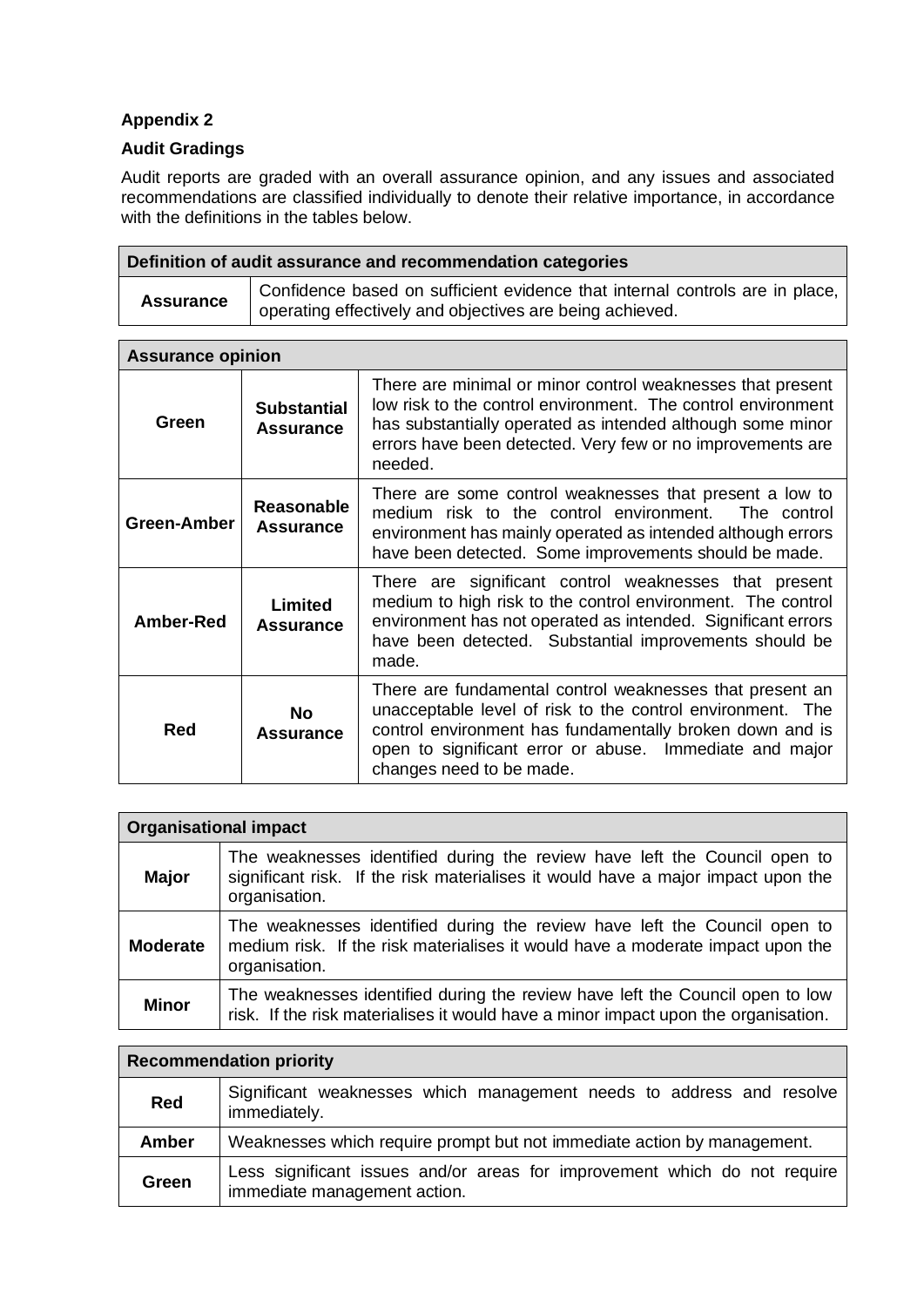**Appendix 2**

**Audit Gradings**

Audit reports are graded with an overall assurance opinion, and any issues and associated recommendations are classified individually to denote their relative importance, in accordance with the definitions in the tables below.

| **Definition of audit assurance and recommendation categories** | |
|---|---|
| **Assurance** | Confidence based on sufficient evidence that internal controls are in place, operating effectively and objectives are being achieved. |

| **Assurance opinion** | | |
|---|---|---|
| **Green** | **Substantial Assurance** | There are minimal or minor control weaknesses that present low risk to the control environment. The control environment has substantially operated as intended although some minor errors have been detected. Very few or no improvements are needed. |
| **Green-Amber** | **Reasonable Assurance** | There are some control weaknesses that present a low to medium risk to the control environment. The control environment has mainly operated as intended although errors have been detected. Some improvements should be made. |
| **Amber-Red** | **Limited Assurance** | There are significant control weaknesses that present medium to high risk to the control environment. The control environment has not operated as intended. Significant errors have been detected. Substantial improvements should be made. |
| **Red** | **No Assurance** | There are fundamental control weaknesses that present an unacceptable level of risk to the control environment. The control environment has fundamentally broken down and is open to significant error or abuse. Immediate and major changes need to be made. |

| **Organisational impact** | |
|---|---|
| **Major** | The weaknesses identified during the review have left the Council open to significant risk. If the risk materialises it would have a major impact upon the organisation. |
| **Moderate** | The weaknesses identified during the review have left the Council open to medium risk. If the risk materialises it would have a moderate impact upon the organisation. |
| **Minor** | The weaknesses identified during the review have left the Council open to low risk. If the risk materialises it would have a minor impact upon the organisation. |

| **Recommendation priority** | |
|---|---|
| **Red** | Significant weaknesses which management needs to address and resolve immediately. |
| **Amber** | Weaknesses which require prompt but not immediate action by management. |
| **Green** | Less significant issues and/or areas for improvement which do not require immediate management action. |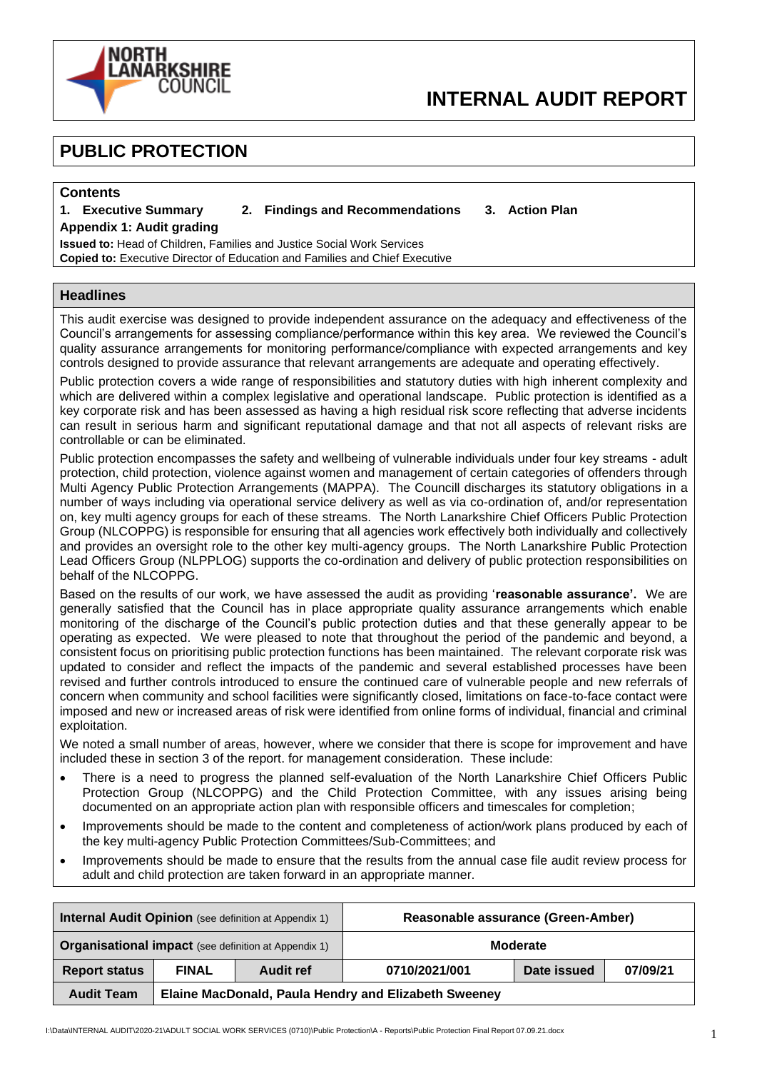# INTERNAL AUDIT REPORT

## PUBLIC PROTECTION

**Contents**

**1. Executive Summary** **2. Findings and Recommendations** **3. Action Plan**

**Appendix 1: Audit grading**

**Issued to:** Head of Children, Families and Justice Social Work Services

**Copied to:** Executive Director of Education and Families and Chief Executive

### Headlines

This audit exercise was designed to provide independent assurance on the adequacy and effectiveness of the Council's arrangements for assessing compliance/performance within this key area. We reviewed the Council's quality assurance arrangements for monitoring performance/compliance with expected arrangements and key controls designed to provide assurance that relevant arrangements are adequate and operating effectively.

Public protection covers a wide range of responsibilities and statutory duties with high inherent complexity and which are delivered within a complex legislative and operational landscape. Public protection is identified as a key corporate risk and has been assessed as having a high residual risk score reflecting that adverse incidents can result in serious harm and significant reputational damage and that not all aspects of relevant risks are controllable or can be eliminated.

Public protection encompasses the safety and wellbeing of vulnerable individuals under four key streams - adult protection, child protection, violence against women and management of certain categories of offenders through Multi Agency Public Protection Arrangements (MAPPA). The Councill discharges its statutory obligations in a number of ways including via operational service delivery as well as via co-ordination of, and/or representation on, key multi agency groups for each of these streams. The North Lanarkshire Chief Officers Public Protection Group (NLCOPPG) is responsible for ensuring that all agencies work effectively both individually and collectively and provides an oversight role to the other key multi-agency groups. The North Lanarkshire Public Protection Lead Officers Group (NLPPLOG) supports the co-ordination and delivery of public protection responsibilities on behalf of the NLCOPPG.

Based on the results of our work, we have assessed the audit as providing '**reasonable assurance'.** We are generally satisfied that the Council has in place appropriate quality assurance arrangements which enable monitoring of the discharge of the Council's public protection duties and that these generally appear to be operating as expected. We were pleased to note that throughout the period of the pandemic and beyond, a consistent focus on prioritising public protection functions has been maintained. The relevant corporate risk was updated to consider and reflect the impacts of the pandemic and several established processes have been revised and further controls introduced to ensure the continued care of vulnerable people and new referrals of concern when community and school facilities were significantly closed, limitations on face-to-face contact were imposed and new or increased areas of risk were identified from online forms of individual, financial and criminal exploitation.

We noted a small number of areas, however, where we consider that there is scope for improvement and have included these in section 3 of the report. for management consideration. These include:

- There is a need to progress the planned self-evaluation of the North Lanarkshire Chief Officers Public Protection Group (NLCOPPG) and the Child Protection Committee, with any issues arising being documented on an appropriate action plan with responsible officers and timescales for completion;
- Improvements should be made to the content and completeness of action/work plans produced by each of the key multi-agency Public Protection Committees/Sub-Committees; and
- Improvements should be made to ensure that the results from the annual case file audit review process for adult and child protection are taken forward in an appropriate manner.

| **Internal Audit Opinion** (see definition at Appendix 1) | | | **Reasonable assurance (Green-Amber)** | | |
|---|---|---|---|---|---|
| **Organisational impact** (see definition at Appendix 1) | | | **Moderate** | | |
| **Report status** | **FINAL** | **Audit ref** | **0710/2021/001** | **Date issued** | **07/09/21** |
| **Audit Team** | **Elaine MacDonald, Paula Hendry and Elizabeth Sweeney** | | | | |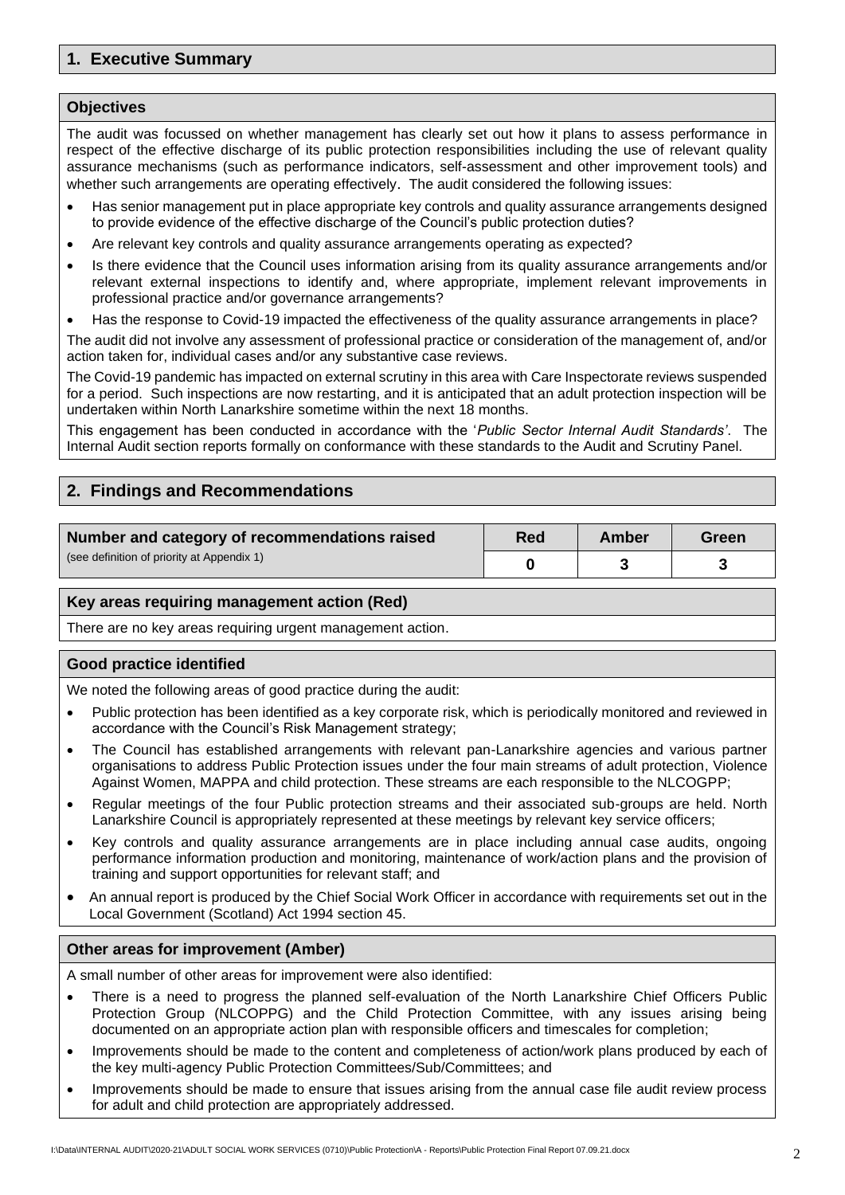## 1. Executive Summary

### Objectives

The audit was focussed on whether management has clearly set out how it plans to assess performance in respect of the effective discharge of its public protection responsibilities including the use of relevant quality assurance mechanisms (such as performance indicators, self-assessment and other improvement tools) and whether such arrangements are operating effectively. The audit considered the following issues:

- Has senior management put in place appropriate key controls and quality assurance arrangements designed to provide evidence of the effective discharge of the Council's public protection duties?
- Are relevant key controls and quality assurance arrangements operating as expected?
- Is there evidence that the Council uses information arising from its quality assurance arrangements and/or relevant external inspections to identify and, where appropriate, implement relevant improvements in professional practice and/or governance arrangements?
- Has the response to Covid-19 impacted the effectiveness of the quality assurance arrangements in place?

The audit did not involve any assessment of professional practice or consideration of the management of, and/or action taken for, individual cases and/or any substantive case reviews.

The Covid-19 pandemic has impacted on external scrutiny in this area with Care Inspectorate reviews suspended for a period. Such inspections are now restarting, and it is anticipated that an adult protection inspection will be undertaken within North Lanarkshire sometime within the next 18 months.

This engagement has been conducted in accordance with the '*Public Sector Internal Audit Standards*'. The Internal Audit section reports formally on conformance with these standards to the Audit and Scrutiny Panel.

## 2. Findings and Recommendations

| **Number and category of recommendations raised** (see definition of priority at Appendix 1) | **Red** | **Amber** | **Green** |
|---|---|---|---|
| | **0** | **3** | **3** |

### Key areas requiring management action (Red)

There are no key areas requiring urgent management action.

### Good practice identified

We noted the following areas of good practice during the audit:

- Public protection has been identified as a key corporate risk, which is periodically monitored and reviewed in accordance with the Council's Risk Management strategy;
- The Council has established arrangements with relevant pan-Lanarkshire agencies and various partner organisations to address Public Protection issues under the four main streams of adult protection, Violence Against Women, MAPPA and child protection. These streams are each responsible to the NLCOGPP;
- Regular meetings of the four Public protection streams and their associated sub-groups are held. North Lanarkshire Council is appropriately represented at these meetings by relevant key service officers;
- Key controls and quality assurance arrangements are in place including annual case audits, ongoing performance information production and monitoring, maintenance of work/action plans and the provision of training and support opportunities for relevant staff; and
- An annual report is produced by the Chief Social Work Officer in accordance with requirements set out in the Local Government (Scotland) Act 1994 section 45.

### Other areas for improvement (Amber)

A small number of other areas for improvement were also identified:

- There is a need to progress the planned self-evaluation of the North Lanarkshire Chief Officers Public Protection Group (NLCOPPG) and the Child Protection Committee, with any issues arising being documented on an appropriate action plan with responsible officers and timescales for completion;
- Improvements should be made to the content and completeness of action/work plans produced by each of the key multi-agency Public Protection Committees/Sub/Committees; and
- Improvements should be made to ensure that issues arising from the annual case file audit review process for adult and child protection are appropriately addressed.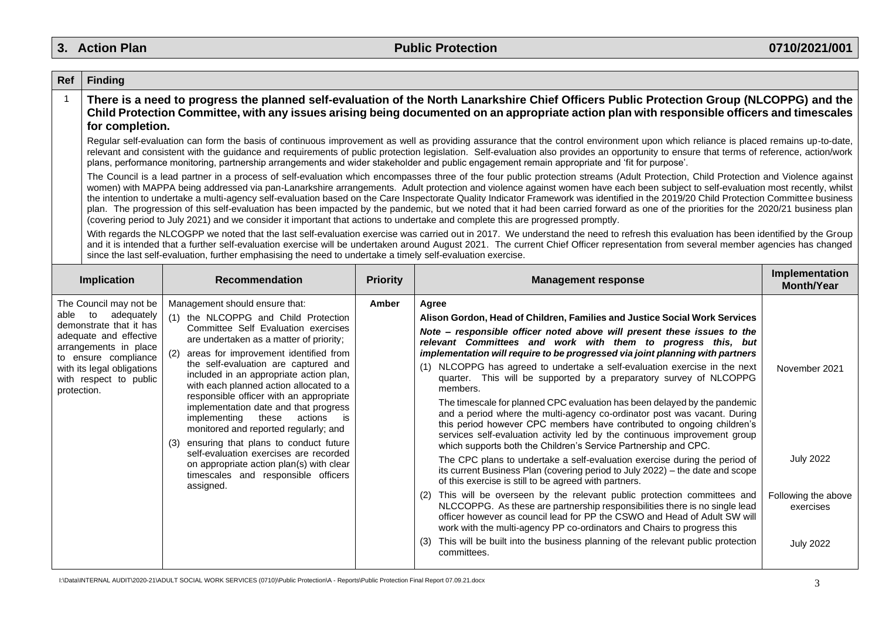## 3. Action Plan — Public Protection — 0710/2021/001

| Ref | Finding |
|---|---|
| 1 | **There is a need to progress the planned self-evaluation of the North Lanarkshire Chief Officers Public Protection Group (NLCOPPG) and the Child Protection Committee, with any issues arising being documented on an appropriate action plan with responsible officers and timescales for completion.**<br><br>Regular self-evaluation can form the basis of continuous improvement as well as providing assurance that the control environment upon which reliance is placed remains up-to-date, relevant and consistent with the guidance and requirements of public protection legislation. Self-evaluation also provides an opportunity to ensure that terms of reference, action/work plans, performance monitoring, partnership arrangements and wider stakeholder and public engagement remain appropriate and 'fit for purpose'.<br><br>The Council is a lead partner in a process of self-evaluation which encompasses three of the four public protection streams (Adult Protection, Child Protection and Violence against women) with MAPPA being addressed via pan-Lanarkshire arrangements. Adult protection and violence against women have each been subject to self-evaluation most recently, whilst the intention to undertake a multi-agency self-evaluation based on the Care Inspectorate Quality Indicator Framework was identified in the 2019/20 Child Protection Committee business plan. The progression of this self-evaluation has been impacted by the pandemic, but we noted that it had been carried forward as one of the priorities for the 2020/21 business plan (covering period to July 2021) and we consider it important that actions to undertake and complete this are progressed promptly.<br><br>With regards the NLCOGPP we noted that the last self-evaluation exercise was carried out in 2017. We understand the need to refresh this evaluation has been identified by the Group and it is intended that a further self-evaluation exercise will be undertaken around August 2021. The current Chief Officer representation from several member agencies has changed since the last self-evaluation, further emphasising the need to undertake a timely self-evaluation exercise. |

| Implication | Recommendation | Priority | Management response | Implementation Month/Year |
|---|---|---|---|---|
| The Council may not be able to adequately demonstrate that it has adequate and effective arrangements in place to ensure compliance with its legal obligations with respect to public protection. | Management should ensure that:<br>(1) the NLCOPPG and Child Protection Committee Self Evaluation exercises are undertaken as a matter of priority;<br>(2) areas for improvement identified from the self-evaluation are captured and included in an appropriate action plan, with each planned action allocated to a responsible officer with an appropriate implementation date and that progress implementing these actions is monitored and reported regularly; and<br>(3) ensuring that plans to conduct future self-evaluation exercises are recorded on appropriate action plan(s) with clear timescales and responsible officers assigned. | Amber | **Agree**<br>**Alison Gordon, Head of Children, Families and Justice Social Work Services**<br>***Note – responsible officer noted above will present these issues to the relevant Committees and work with them to progress this, but implementation will require to be progressed via joint planning with partners***<br>(1) NLCOPPG has agreed to undertake a self-evaluation exercise in the next quarter. This will be supported by a preparatory survey of NLCOPPG members.<br>The timescale for planned CPC evaluation has been delayed by the pandemic and a period where the multi-agency co-ordinator post was vacant. During this period however CPC members have contributed to ongoing children's services self-evaluation activity led by the continuous improvement group which supports both the Children's Service Partnership and CPC.<br>The CPC plans to undertake a self-evaluation exercise during the period of its current Business Plan (covering period to July 2022) – the date and scope of this exercise is still to be agreed with partners.<br>(2) This will be overseen by the relevant public protection committees and NLCCOPPG. As these are partnership responsibilities there is no single lead officer however as council lead for PP the CSWO and Head of Adult SW will work with the multi-agency PP co-ordinators and Chairs to progress this<br>(3) This will be built into the business planning of the relevant public protection committees. | November 2021<br><br>July 2022<br><br>Following the above exercises<br><br>July 2022 |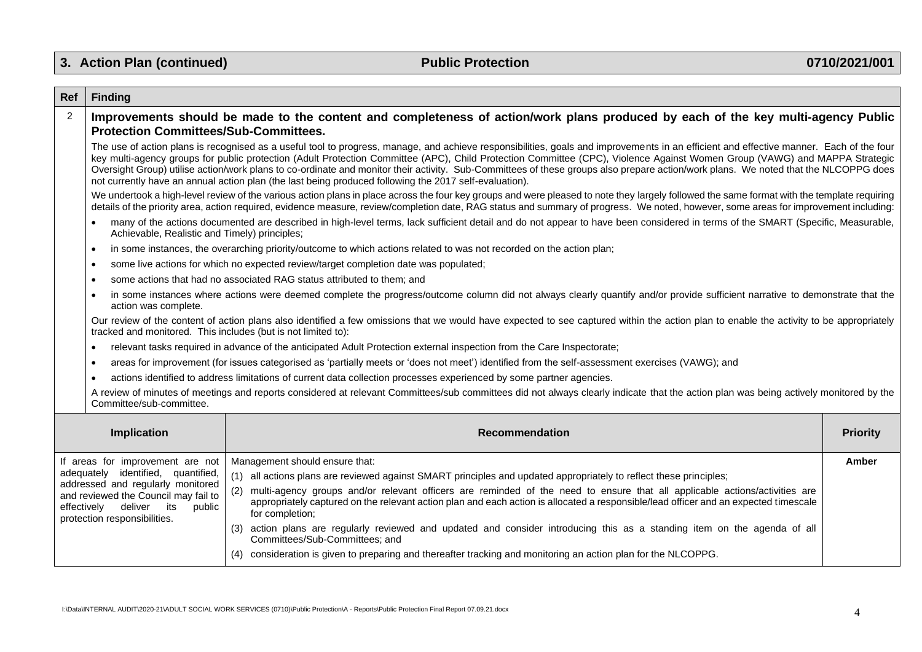## 3. Action Plan (continued) — Public Protection — 0710/2021/001

| Ref | Finding |
| --- | --- |
| 2 | **Improvements should be made to the content and completeness of action/work plans produced by each of the key multi-agency Public Protection Committees/Sub-Committees.** |

The use of action plans is recognised as a useful tool to progress, manage, and achieve responsibilities, goals and improvements in an efficient and effective manner. Each of the four key multi-agency groups for public protection (Adult Protection Committee (APC), Child Protection Committee (CPC), Violence Against Women Group (VAWG) and MAPPA Strategic Oversight Group) utilise action/work plans to co-ordinate and monitor their activity. Sub-Committees of these groups also prepare action/work plans. We noted that the NLCOPPG does not currently have an annual action plan (the last being produced following the 2017 self-evaluation).

We undertook a high-level review of the various action plans in place across the four key groups and were pleased to note they largely followed the same format with the template requiring details of the priority area, action required, evidence measure, review/completion date, RAG status and summary of progress. We noted, however, some areas for improvement including:

- many of the actions documented are described in high-level terms, lack sufficient detail and do not appear to have been considered in terms of the SMART (Specific, Measurable, Achievable, Realistic and Timely) principles;
- in some instances, the overarching priority/outcome to which actions related to was not recorded on the action plan;
- some live actions for which no expected review/target completion date was populated;
- some actions that had no associated RAG status attributed to them; and
- in some instances where actions were deemed complete the progress/outcome column did not always clearly quantify and/or provide sufficient narrative to demonstrate that the action was complete.

Our review of the content of action plans also identified a few omissions that we would have expected to see captured within the action plan to enable the activity to be appropriately tracked and monitored. This includes (but is not limited to):

- relevant tasks required in advance of the anticipated Adult Protection external inspection from the Care Inspectorate;
- areas for improvement (for issues categorised as 'partially meets or 'does not meet') identified from the self-assessment exercises (VAWG); and
- actions identified to address limitations of current data collection processes experienced by some partner agencies.

A review of minutes of meetings and reports considered at relevant Committees/sub committees did not always clearly indicate that the action plan was being actively monitored by the Committee/sub-committee.

| Implication | Recommendation | Priority |
| --- | --- | --- |
| If areas for improvement are not adequately identified, quantified, addressed and regularly monitored and reviewed the Council may fail to effectively deliver its public protection responsibilities. | Management should ensure that:<br>(1) all actions plans are reviewed against SMART principles and updated appropriately to reflect these principles;<br>(2) multi-agency groups and/or relevant officers are reminded of the need to ensure that all applicable actions/activities are appropriately captured on the relevant action plan and each action is allocated a responsible/lead officer and an expected timescale for completion;<br>(3) action plans are regularly reviewed and updated and consider introducing this as a standing item on the agenda of all Committees/Sub-Committees; and<br>(4) consideration is given to preparing and thereafter tracking and monitoring an action plan for the NLCOPPG. | Amber |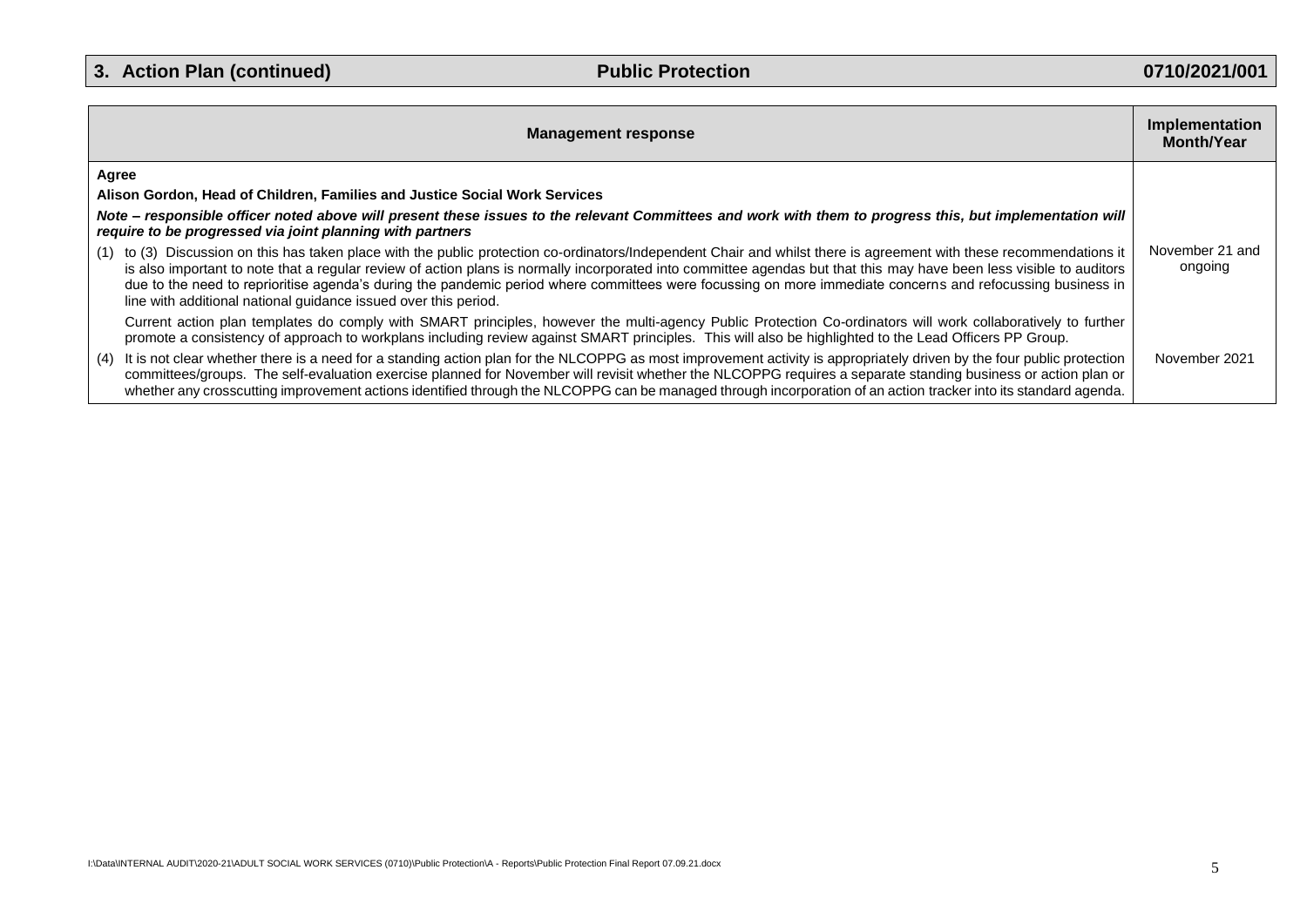## 3. Action Plan (continued) Public Protection 0710/2021/001

| Management response | Implementation Month/Year |
|---|---|
| **Agree**<br>**Alison Gordon, Head of Children, Families and Justice Social Work Services**<br>***Note – responsible officer noted above will present these issues to the relevant Committees and work with them to progress this, but implementation will require to be progressed via joint planning with partners*** | |
| (1) to (3) Discussion on this has taken place with the public protection co-ordinators/Independent Chair and whilst there is agreement with these recommendations it is also important to note that a regular review of action plans is normally incorporated into committee agendas but that this may have been less visible to auditors due to the need to reprioritise agenda's during the pandemic period where committees were focussing on more immediate concerns and refocussing business in line with additional national guidance issued over this period.<br>Current action plan templates do comply with SMART principles, however the multi-agency Public Protection Co-ordinators will work collaboratively to further promote a consistency of approach to workplans including review against SMART principles. This will also be highlighted to the Lead Officers PP Group. | November 21 and ongoing |
| (4) It is not clear whether there is a need for a standing action plan for the NLCOPPG as most improvement activity is appropriately driven by the four public protection committees/groups. The self-evaluation exercise planned for November will revisit whether the NLCOPPG requires a separate standing business or action plan or whether any crosscutting improvement actions identified through the NLCOPPG can be managed through incorporation of an action tracker into its standard agenda. | November 2021 |

I:\Data\INTERNAL AUDIT\2020-21\ADULT SOCIAL WORK SERVICES (0710)\Public Protection\A - Reports\Public Protection Final Report 07.09.21.docx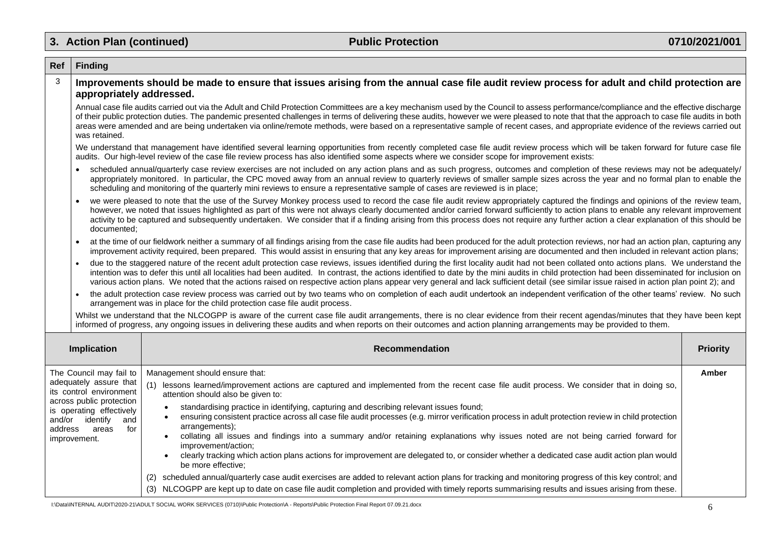## 3. Action Plan (continued) — Public Protection — 0710/2021/001

| Ref | Finding |
|---|---|
| 3 | **Improvements should be made to ensure that issues arising from the annual case file audit review process for adult and child protection are appropriately addressed.** |

Annual case file audits carried out via the Adult and Child Protection Committees are a key mechanism used by the Council to assess performance/compliance and the effective discharge of their public protection duties. The pandemic presented challenges in terms of delivering these audits, however we were pleased to note that that the approach to case file audits in both areas were amended and are being undertaken via online/remote methods, were based on a representative sample of recent cases, and appropriate evidence of the reviews carried out was retained.

We understand that management have identified several learning opportunities from recently completed case file audit review process which will be taken forward for future case file audits. Our high-level review of the case file review process has also identified some aspects where we consider scope for improvement exists:

- scheduled annual/quarterly case review exercises are not included on any action plans and as such progress, outcomes and completion of these reviews may not be adequately/ appropriately monitored. In particular, the CPC moved away from an annual review to quarterly reviews of smaller sample sizes across the year and no formal plan to enable the scheduling and monitoring of the quarterly mini reviews to ensure a representative sample of cases are reviewed is in place;
- we were pleased to note that the use of the Survey Monkey process used to record the case file audit review appropriately captured the findings and opinions of the review team, however, we noted that issues highlighted as part of this were not always clearly documented and/or carried forward sufficiently to action plans to enable any relevant improvement activity to be captured and subsequently undertaken. We consider that if a finding arising from this process does not require any further action a clear explanation of this should be documented;
- at the time of our fieldwork neither a summary of all findings arising from the case file audits had been produced for the adult protection reviews, nor had an action plan, capturing any improvement activity required, been prepared. This would assist in ensuring that any key areas for improvement arising are documented and then included in relevant action plans;
- due to the staggered nature of the recent adult protection case reviews, issues identified during the first locality audit had not been collated onto actions plans. We understand the intention was to defer this until all localities had been audited. In contrast, the actions identified to date by the mini audits in child protection had been disseminated for inclusion on various action plans. We noted that the actions raised on respective action plans appear very general and lack sufficient detail (see similar issue raised in action plan point 2); and
- the adult protection case review process was carried out by two teams who on completion of each audit undertook an independent verification of the other teams' review. No such arrangement was in place for the child protection case file audit process.

Whilst we understand that the NLCOGPP is aware of the current case file audit arrangements, there is no clear evidence from their recent agendas/minutes that they have been kept informed of progress, any ongoing issues in delivering these audits and when reports on their outcomes and action planning arrangements may be provided to them.

| Implication | Recommendation | Priority |
|---|---|---|
| The Council may fail to adequately assure that its control environment across public protection is operating effectively and/or identify and address areas for improvement. | Management should ensure that:<br>(1) lessons learned/improvement actions are captured and implemented from the recent case file audit process. We consider that in doing so, attention should also be given to:<br>• standardising practice in identifying, capturing and describing relevant issues found;<br>• ensuring consistent practice across all case file audit processes (e.g. mirror verification process in adult protection review in child protection arrangements);<br>• collating all issues and findings into a summary and/or retaining explanations why issues noted are not being carried forward for improvement/action;<br>• clearly tracking which action plans actions for improvement are delegated to, or consider whether a dedicated case audit action plan would be more effective;<br>(2) scheduled annual/quarterly case audit exercises are added to relevant action plans for tracking and monitoring progress of this key control; and<br>(3) NLCOGPP are kept up to date on case file audit completion and provided with timely reports summarising results and issues arising from these. | **Amber** |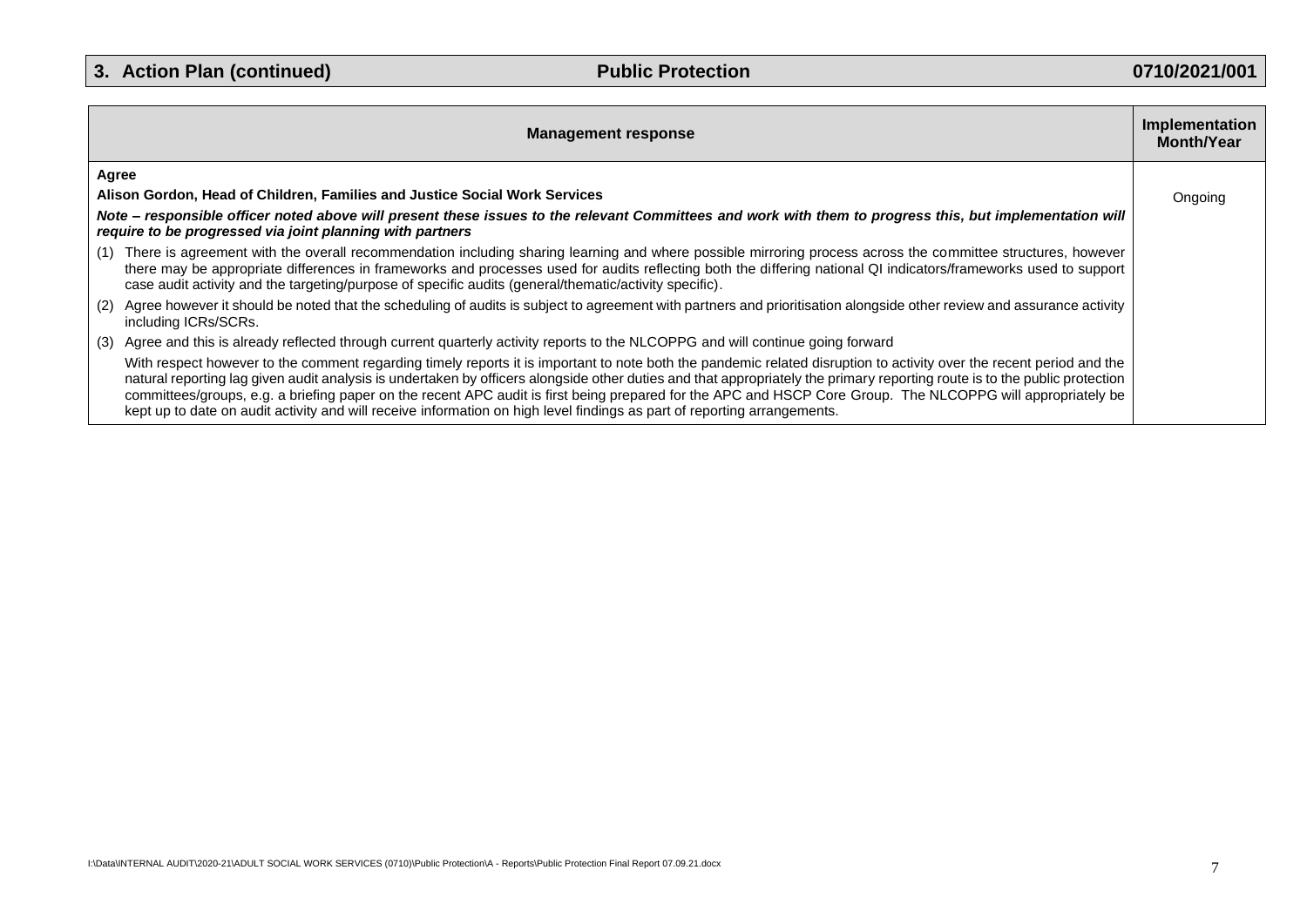## 3. Action Plan (continued) Public Protection 0710/2021/001

| Management response | Implementation Month/Year |
|---|---|
| **Agree**<br>**Alison Gordon, Head of Children, Families and Justice Social Work Services**<br>***Note – responsible officer noted above will present these issues to the relevant Committees and work with them to progress this, but implementation will require to be progressed via joint planning with partners***<br>(1) There is agreement with the overall recommendation including sharing learning and where possible mirroring process across the committee structures, however there may be appropriate differences in frameworks and processes used for audits reflecting both the differing national QI indicators/frameworks used to support case audit activity and the targeting/purpose of specific audits (general/thematic/activity specific).<br>(2) Agree however it should be noted that the scheduling of audits is subject to agreement with partners and prioritisation alongside other review and assurance activity including ICRs/SCRs.<br>(3) Agree and this is already reflected through current quarterly activity reports to the NLCOPPG and will continue going forward<br>With respect however to the comment regarding timely reports it is important to note both the pandemic related disruption to activity over the recent period and the natural reporting lag given audit analysis is undertaken by officers alongside other duties and that appropriately the primary reporting route is to the public protection committees/groups, e.g. a briefing paper on the recent APC audit is first being prepared for the APC and HSCP Core Group. The NLCOPPG will appropriately be kept up to date on audit activity and will receive information on high level findings as part of reporting arrangements. | Ongoing |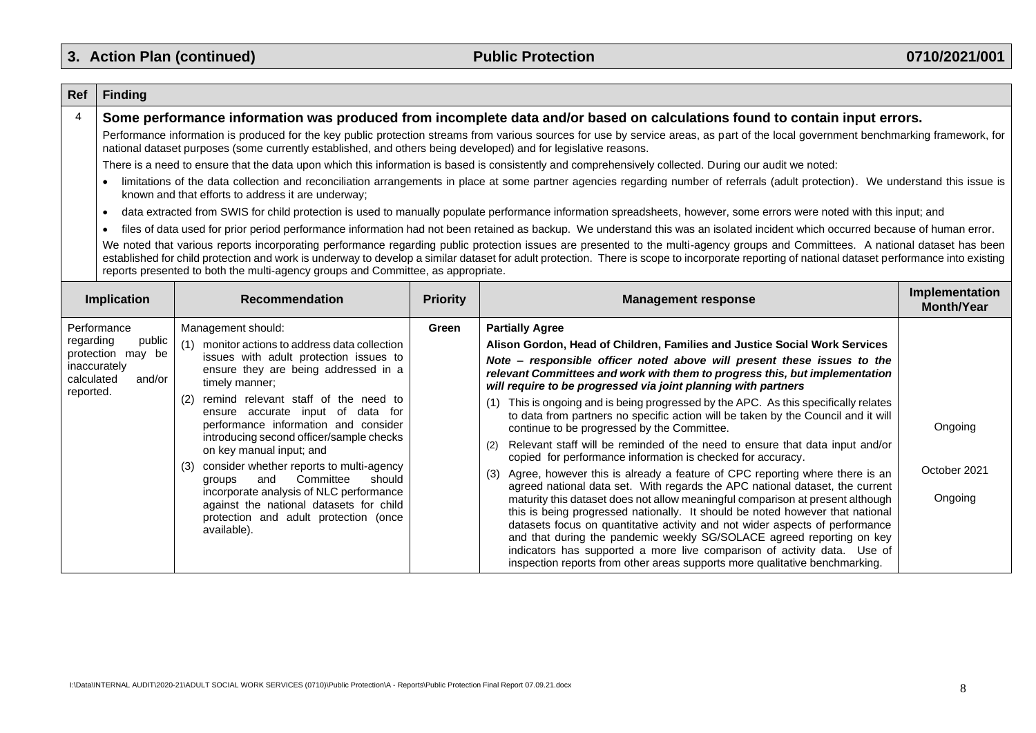## 3. Action Plan (continued) — Public Protection — 0710/2021/001

| Ref | Finding |
|---|---|
| 4 | **Some performance information was produced from incomplete data and/or based on calculations found to contain input errors.**<br><br>Performance information is produced for the key public protection streams from various sources for use by service areas, as part of the local government benchmarking framework, for national dataset purposes (some currently established, and others being developed) and for legislative reasons.<br><br>There is a need to ensure that the data upon which this information is based is consistently and comprehensively collected. During our audit we noted:<br>• limitations of the data collection and reconciliation arrangements in place at some partner agencies regarding number of referrals (adult protection). We understand this issue is known and that efforts to address it are underway;<br>• data extracted from SWIS for child protection is used to manually populate performance information spreadsheets, however, some errors were noted with this input; and<br>• files of data used for prior period performance information had not been retained as backup. We understand this was an isolated incident which occurred because of human error.<br><br>We noted that various reports incorporating performance regarding public protection issues are presented to the multi-agency groups and Committees. A national dataset has been established for child protection and work is underway to develop a similar dataset for adult protection. There is scope to incorporate reporting of national dataset performance into existing reports presented to both the multi-agency groups and Committee, as appropriate. |

| Implication | Recommendation | Priority | Management response | Implementation Month/Year |
|---|---|---|---|---|
| Performance regarding public protection may be inaccurately calculated and/or reported. | Management should:<br>(1) monitor actions to address data collection issues with adult protection issues to ensure they are being addressed in a timely manner;<br>(2) remind relevant staff of the need to ensure accurate input of data for performance information and consider introducing second officer/sample checks on key manual input; and<br>(3) consider whether reports to multi-agency groups and Committee should incorporate analysis of NLC performance against the national datasets for child protection and adult protection (once available). | Green | **Partially Agree**<br>**Alison Gordon, Head of Children, Families and Justice Social Work Services**<br>***Note – responsible officer noted above will present these issues to the relevant Committees and work with them to progress this, but implementation will require to be progressed via joint planning with partners***<br>(1) This is ongoing and is being progressed by the APC. As this specifically relates to data from partners no specific action will be taken by the Council and it will continue to be progressed by the Committee.<br>(2) Relevant staff will be reminded of the need to ensure that data input and/or copied for performance information is checked for accuracy.<br>(3) Agree, however this is already a feature of CPC reporting where there is an agreed national data set. With regards the APC national dataset, the current maturity this dataset does not allow meaningful comparison at present although this is being progressed nationally. It should be noted however that national datasets focus on quantitative activity and not wider aspects of performance and that during the pandemic weekly SG/SOLACE agreed reporting on key indicators has supported a more live comparison of activity data. Use of inspection reports from other areas supports more qualitative benchmarking. | Ongoing<br><br>October 2021<br><br>Ongoing |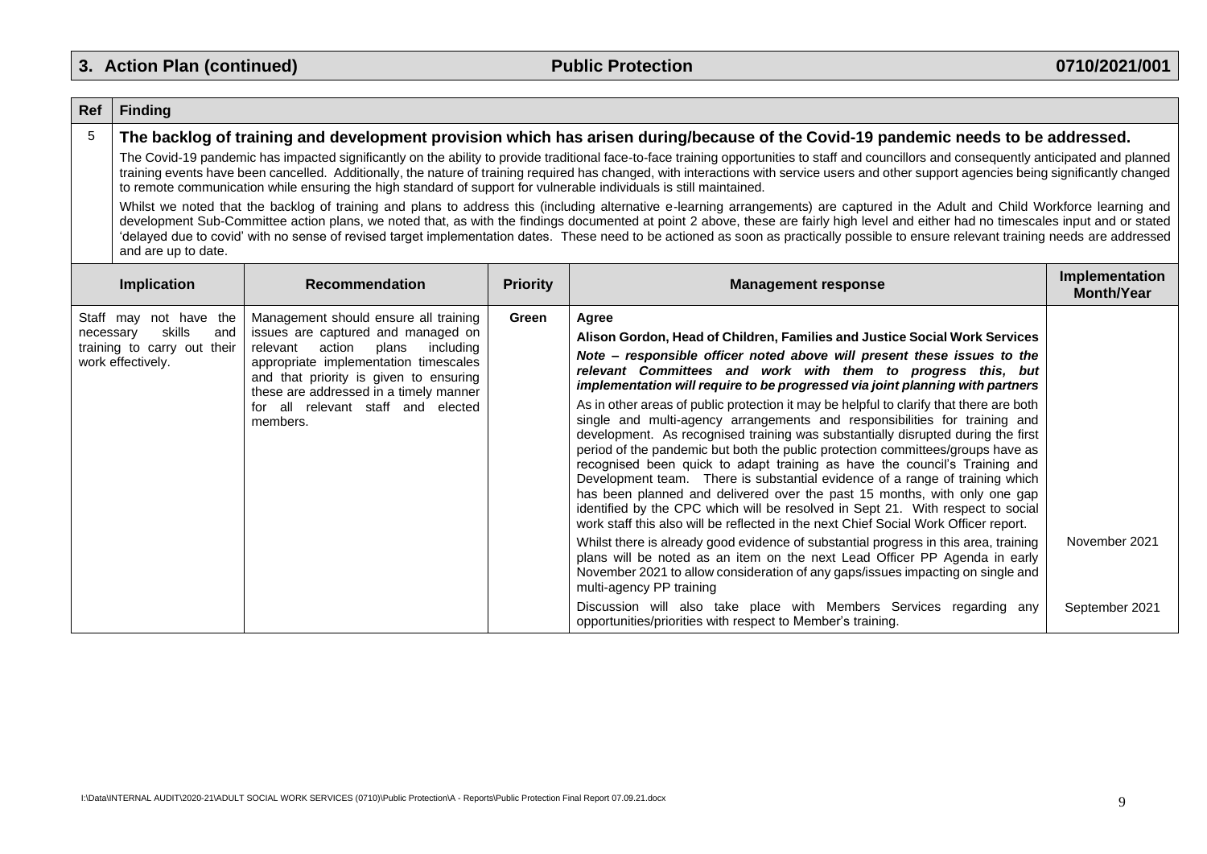## 3. Action Plan (continued) Public Protection 0710/2021/001

| Ref | Finding |
|---|---|
| 5 | **The backlog of training and development provision which has arisen during/because of the Covid-19 pandemic needs to be addressed.**<br><br>The Covid-19 pandemic has impacted significantly on the ability to provide traditional face-to-face training opportunities to staff and councillors and consequently anticipated and planned training events have been cancelled. Additionally, the nature of training required has changed, with interactions with service users and other support agencies being significantly changed to remote communication while ensuring the high standard of support for vulnerable individuals is still maintained.<br><br>Whilst we noted that the backlog of training and plans to address this (including alternative e-learning arrangements) are captured in the Adult and Child Workforce learning and development Sub-Committee action plans, we noted that, as with the findings documented at point 2 above, these are fairly high level and either had no timescales input and or stated 'delayed due to covid' with no sense of revised target implementation dates. These need to be actioned as soon as practically possible to ensure relevant training needs are addressed and are up to date. |

| Implication | Recommendation | Priority | Management response | Implementation Month/Year |
|---|---|---|---|---|
| Staff may not have the necessary skills and training to carry out their work effectively. | Management should ensure all training issues are captured and managed on relevant action plans including appropriate implementation timescales and that priority is given to ensuring these are addressed in a timely manner for all relevant staff and elected members. | Green | **Agree**<br><br>**Alison Gordon, Head of Children, Families and Justice Social Work Services**<br><br>***Note – responsible officer noted above will present these issues to the relevant Committees and work with them to progress this, but implementation will require to be progressed via joint planning with partners***<br><br>As in other areas of public protection it may be helpful to clarify that there are both single and multi-agency arrangements and responsibilities for training and development. As recognised training was substantially disrupted during the first period of the pandemic but both the public protection committees/groups have as recognised been quick to adapt training as have the council's Training and Development team. There is substantial evidence of a range of training which has been planned and delivered over the past 15 months, with only one gap identified by the CPC which will be resolved in Sept 21. With respect to social work staff this also will be reflected in the next Chief Social Work Officer report. | |
| | | | Whilst there is already good evidence of substantial progress in this area, training plans will be noted as an item on the next Lead Officer PP Agenda in early November 2021 to allow consideration of any gaps/issues impacting on single and multi-agency PP training | November 2021 |
| | | | Discussion will also take place with Members Services regarding any opportunities/priorities with respect to Member's training. | September 2021 |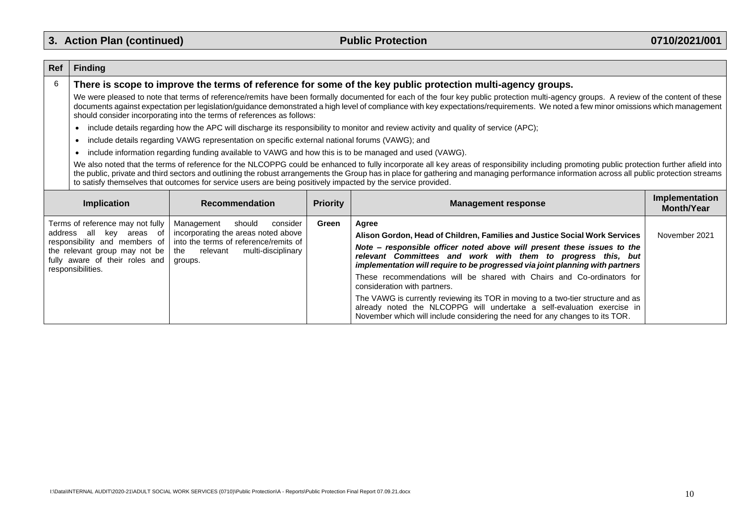## 3. Action Plan (continued) — Public Protection — 0710/2021/001

| Ref | Finding |
|---|---|
| 6 | **There is scope to improve the terms of reference for some of the key public protection multi-agency groups.**<br><br>We were pleased to note that terms of reference/remits have been formally documented for each of the four key public protection multi-agency groups. A review of the content of these documents against expectation per legislation/guidance demonstrated a high level of compliance with key expectations/requirements. We noted a few minor omissions which management should consider incorporating into the terms of references as follows:<br><br>• include details regarding how the APC will discharge its responsibility to monitor and review activity and quality of service (APC);<br>• include details regarding VAWG representation on specific external national forums (VAWG); and<br>• include information regarding funding available to VAWG and how this is to be managed and used (VAWG).<br><br>We also noted that the terms of reference for the NLCOPPG could be enhanced to fully incorporate all key areas of responsibility including promoting public protection further afield into the public, private and third sectors and outlining the robust arrangements the Group has in place for gathering and managing performance information across all public protection streams to satisfy themselves that outcomes for service users are being positively impacted by the service provided. |

| Implication | Recommendation | Priority | Management response | Implementation Month/Year |
|---|---|---|---|---|
| Terms of reference may not fully address all key areas of responsibility and members of the relevant group may not be fully aware of their roles and responsibilities. | Management should consider incorporating the areas noted above into the terms of reference/remits of the relevant multi-disciplinary groups. | Green | **Agree**<br><br>**Alison Gordon, Head of Children, Families and Justice Social Work Services**<br><br>***Note – responsible officer noted above will present these issues to the relevant Committees and work with them to progress this, but implementation will require to be progressed via joint planning with partners***<br><br>These recommendations will be shared with Chairs and Co-ordinators for consideration with partners.<br><br>The VAWG is currently reviewing its TOR in moving to a two-tier structure and as already noted the NLCOPPG will undertake a self-evaluation exercise in November which will include considering the need for any changes to its TOR. | November 2021 |

I:\Data\INTERNAL AUDIT\2020-21\ADULT SOCIAL WORK SERVICES (0710)\Public Protection\A - Reports\Public Protection Final Report 07.09.21.docx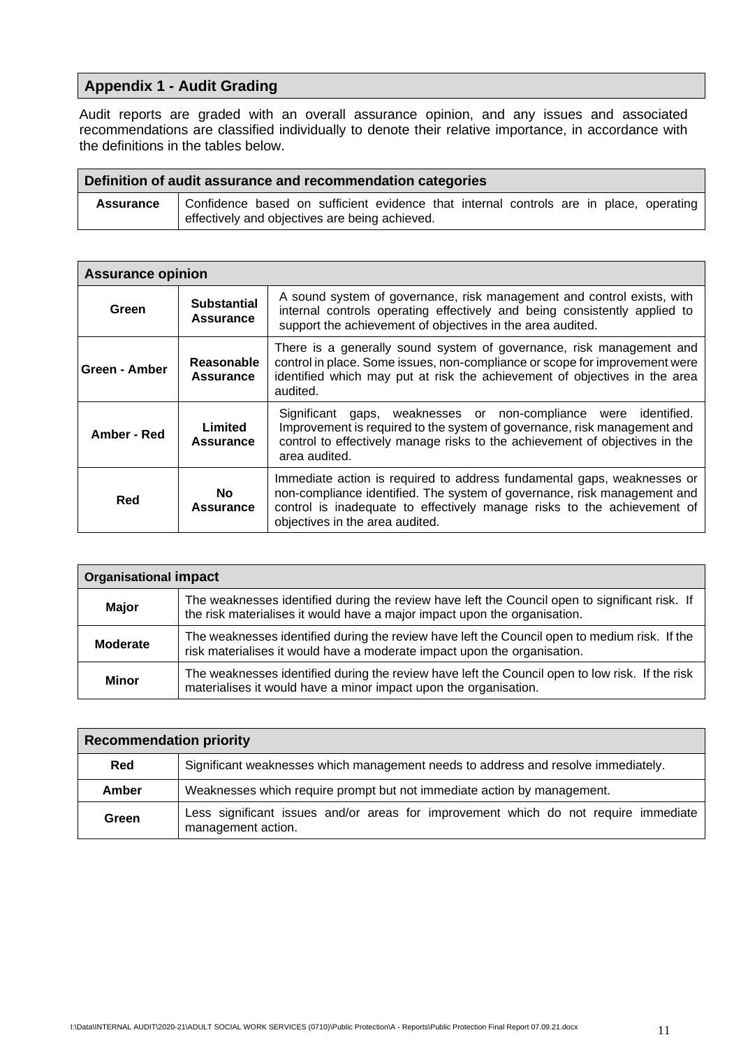## Appendix 1 - Audit Grading

Audit reports are graded with an overall assurance opinion, and any issues and associated recommendations are classified individually to denote their relative importance, in accordance with the definitions in the tables below.

| Definition of audit assurance and recommendation categories | |
|---|---|
| **Assurance** | Confidence based on sufficient evidence that internal controls are in place, operating effectively and objectives are being achieved. |

| Assurance opinion | | |
|---|---|---|
| **Green** | **Substantial Assurance** | A sound system of governance, risk management and control exists, with internal controls operating effectively and being consistently applied to support the achievement of objectives in the area audited. |
| **Green - Amber** | **Reasonable Assurance** | There is a generally sound system of governance, risk management and control in place. Some issues, non-compliance or scope for improvement were identified which may put at risk the achievement of objectives in the area audited. |
| **Amber - Red** | **Limited Assurance** | Significant gaps, weaknesses or non-compliance were identified. Improvement is required to the system of governance, risk management and control to effectively manage risks to the achievement of objectives in the area audited. |
| **Red** | **No Assurance** | Immediate action is required to address fundamental gaps, weaknesses or non-compliance identified. The system of governance, risk management and control is inadequate to effectively manage risks to the achievement of objectives in the area audited. |

| Organisational impact | |
|---|---|
| **Major** | The weaknesses identified during the review have left the Council open to significant risk. If the risk materialises it would have a major impact upon the organisation. |
| **Moderate** | The weaknesses identified during the review have left the Council open to medium risk. If the risk materialises it would have a moderate impact upon the organisation. |
| **Minor** | The weaknesses identified during the review have left the Council open to low risk. If the risk materialises it would have a minor impact upon the organisation. |

| Recommendation priority | |
|---|---|
| **Red** | Significant weaknesses which management needs to address and resolve immediately. |
| **Amber** | Weaknesses which require prompt but not immediate action by management. |
| **Green** | Less significant issues and/or areas for improvement which do not require immediate management action. |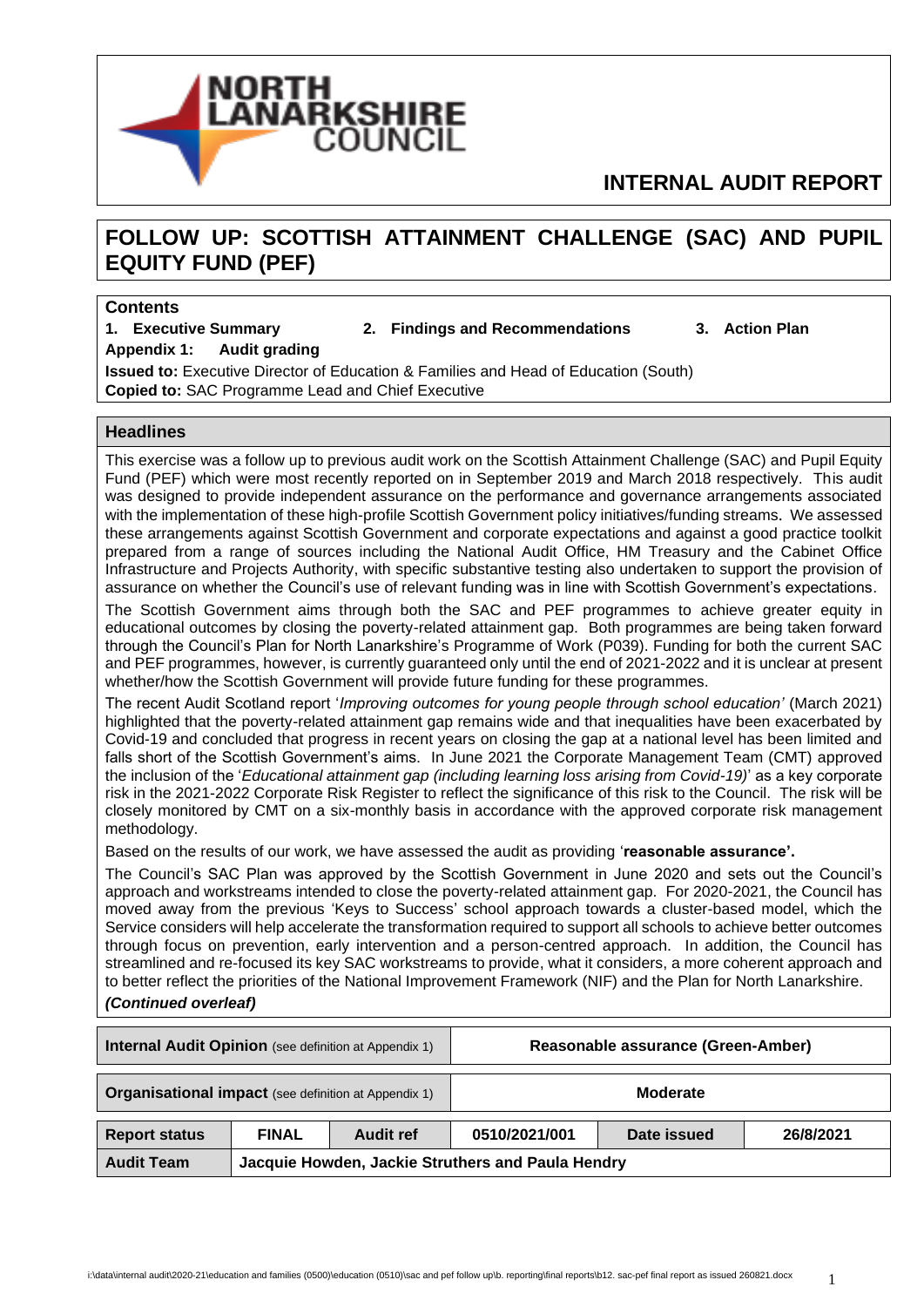**NORTH LANARKSHIRE COUNCIL**

# INTERNAL AUDIT REPORT

## FOLLOW UP: SCOTTISH ATTAINMENT CHALLENGE (SAC) AND PUPIL EQUITY FUND (PEF)

**Contents**

**1. Executive Summary** **2. Findings and Recommendations** **3. Action Plan**

**Appendix 1: Audit grading**

**Issued to:** Executive Director of Education & Families and Head of Education (South)

**Copied to:** SAC Programme Lead and Chief Executive

### Headlines

This exercise was a follow up to previous audit work on the Scottish Attainment Challenge (SAC) and Pupil Equity Fund (PEF) which were most recently reported on in September 2019 and March 2018 respectively. This audit was designed to provide independent assurance on the performance and governance arrangements associated with the implementation of these high-profile Scottish Government policy initiatives/funding streams. We assessed these arrangements against Scottish Government and corporate expectations and against a good practice toolkit prepared from a range of sources including the National Audit Office, HM Treasury and the Cabinet Office Infrastructure and Projects Authority, with specific substantive testing also undertaken to support the provision of assurance on whether the Council's use of relevant funding was in line with Scottish Government's expectations.

The Scottish Government aims through both the SAC and PEF programmes to achieve greater equity in educational outcomes by closing the poverty-related attainment gap. Both programmes are being taken forward through the Council's Plan for North Lanarkshire's Programme of Work (P039). Funding for both the current SAC and PEF programmes, however, is currently guaranteed only until the end of 2021-2022 and it is unclear at present whether/how the Scottish Government will provide future funding for these programmes.

The recent Audit Scotland report '*Improving outcomes for young people through school education'* (March 2021) highlighted that the poverty-related attainment gap remains wide and that inequalities have been exacerbated by Covid-19 and concluded that progress in recent years on closing the gap at a national level has been limited and falls short of the Scottish Government's aims. In June 2021 the Corporate Management Team (CMT) approved the inclusion of the '*Educational attainment gap (including learning loss arising from Covid-19)*' as a key corporate risk in the 2021-2022 Corporate Risk Register to reflect the significance of this risk to the Council. The risk will be closely monitored by CMT on a six-monthly basis in accordance with the approved corporate risk management methodology.

Based on the results of our work, we have assessed the audit as providing '**reasonable assurance'.**

The Council's SAC Plan was approved by the Scottish Government in June 2020 and sets out the Council's approach and workstreams intended to close the poverty-related attainment gap. For 2020-2021, the Council has moved away from the previous 'Keys to Success' school approach towards a cluster-based model, which the Service considers will help accelerate the transformation required to support all schools to achieve better outcomes through focus on prevention, early intervention and a person-centred approach. In addition, the Council has streamlined and re-focused its key SAC workstreams to provide, what it considers, a more coherent approach and to better reflect the priorities of the National Improvement Framework (NIF) and the Plan for North Lanarkshire.

***(Continued overleaf)***

| **Internal Audit Opinion** (see definition at Appendix 1) | | | **Reasonable assurance (Green-Amber)** | | |
|---|---|---|---|---|---|
| **Organisational impact** (see definition at Appendix 1) | | | **Moderate** | | |
| **Report status** | **FINAL** | **Audit ref** | **0510/2021/001** | **Date issued** | **26/8/2021** |
| **Audit Team** | **Jacquie Howden, Jackie Struthers and Paula Hendry** | | | | |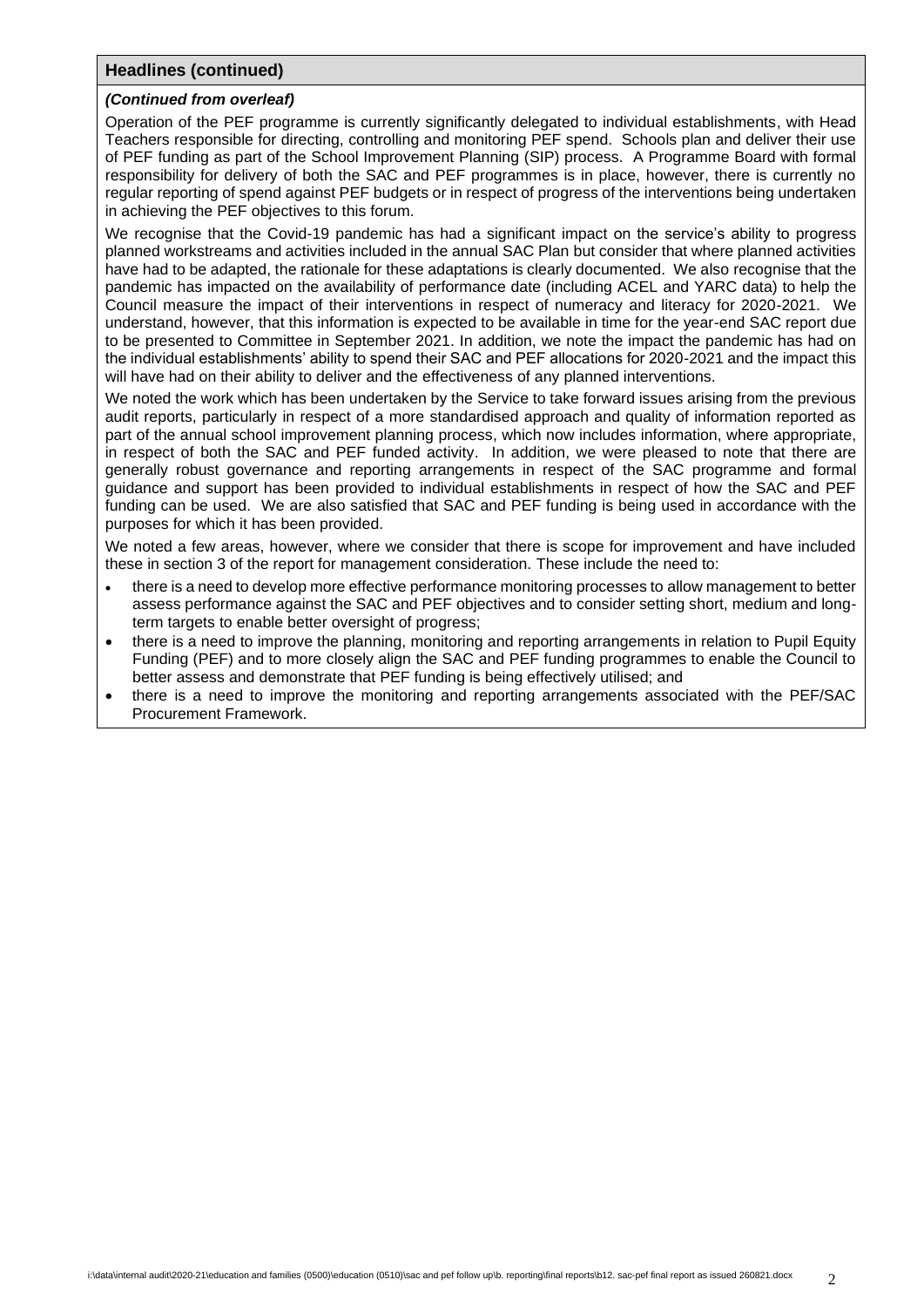## Headlines (continued)

***(Continued from overleaf)***

Operation of the PEF programme is currently significantly delegated to individual establishments, with Head Teachers responsible for directing, controlling and monitoring PEF spend. Schools plan and deliver their use of PEF funding as part of the School Improvement Planning (SIP) process. A Programme Board with formal responsibility for delivery of both the SAC and PEF programmes is in place, however, there is currently no regular reporting of spend against PEF budgets or in respect of progress of the interventions being undertaken in achieving the PEF objectives to this forum.

We recognise that the Covid-19 pandemic has had a significant impact on the service's ability to progress planned workstreams and activities included in the annual SAC Plan but consider that where planned activities have had to be adapted, the rationale for these adaptations is clearly documented. We also recognise that the pandemic has impacted on the availability of performance date (including ACEL and YARC data) to help the Council measure the impact of their interventions in respect of numeracy and literacy for 2020-2021. We understand, however, that this information is expected to be available in time for the year-end SAC report due to be presented to Committee in September 2021. In addition, we note the impact the pandemic has had on the individual establishments' ability to spend their SAC and PEF allocations for 2020-2021 and the impact this will have had on their ability to deliver and the effectiveness of any planned interventions.

We noted the work which has been undertaken by the Service to take forward issues arising from the previous audit reports, particularly in respect of a more standardised approach and quality of information reported as part of the annual school improvement planning process, which now includes information, where appropriate, in respect of both the SAC and PEF funded activity. In addition, we were pleased to note that there are generally robust governance and reporting arrangements in respect of the SAC programme and formal guidance and support has been provided to individual establishments in respect of how the SAC and PEF funding can be used. We are also satisfied that SAC and PEF funding is being used in accordance with the purposes for which it has been provided.

We noted a few areas, however, where we consider that there is scope for improvement and have included these in section 3 of the report for management consideration. These include the need to:

- there is a need to develop more effective performance monitoring processes to allow management to better assess performance against the SAC and PEF objectives and to consider setting short, medium and long-term targets to enable better oversight of progress;
- there is a need to improve the planning, monitoring and reporting arrangements in relation to Pupil Equity Funding (PEF) and to more closely align the SAC and PEF funding programmes to enable the Council to better assess and demonstrate that PEF funding is being effectively utilised; and
- there is a need to improve the monitoring and reporting arrangements associated with the PEF/SAC Procurement Framework.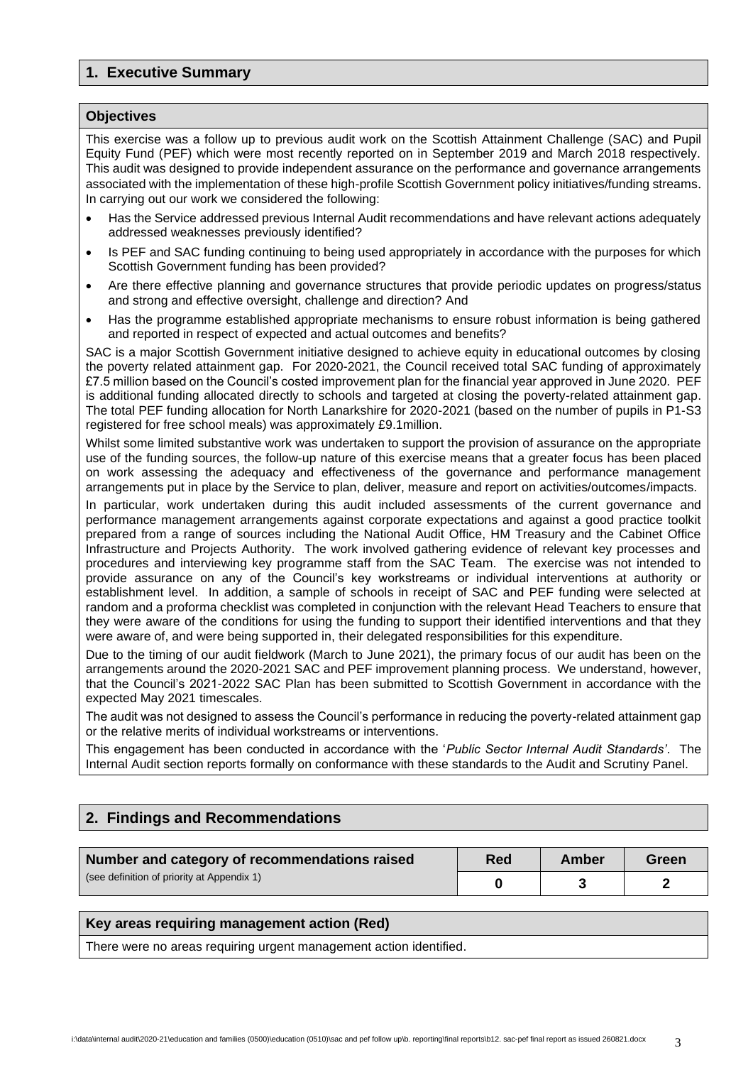## 1. Executive Summary

### Objectives

This exercise was a follow up to previous audit work on the Scottish Attainment Challenge (SAC) and Pupil Equity Fund (PEF) which were most recently reported on in September 2019 and March 2018 respectively. This audit was designed to provide independent assurance on the performance and governance arrangements associated with the implementation of these high-profile Scottish Government policy initiatives/funding streams. In carrying out our work we considered the following:

- Has the Service addressed previous Internal Audit recommendations and have relevant actions adequately addressed weaknesses previously identified?
- Is PEF and SAC funding continuing to being used appropriately in accordance with the purposes for which Scottish Government funding has been provided?
- Are there effective planning and governance structures that provide periodic updates on progress/status and strong and effective oversight, challenge and direction? And
- Has the programme established appropriate mechanisms to ensure robust information is being gathered and reported in respect of expected and actual outcomes and benefits?

SAC is a major Scottish Government initiative designed to achieve equity in educational outcomes by closing the poverty related attainment gap. For 2020-2021, the Council received total SAC funding of approximately £7.5 million based on the Council's costed improvement plan for the financial year approved in June 2020. PEF is additional funding allocated directly to schools and targeted at closing the poverty-related attainment gap. The total PEF funding allocation for North Lanarkshire for 2020-2021 (based on the number of pupils in P1-S3 registered for free school meals) was approximately £9.1million.

Whilst some limited substantive work was undertaken to support the provision of assurance on the appropriate use of the funding sources, the follow-up nature of this exercise means that a greater focus has been placed on work assessing the adequacy and effectiveness of the governance and performance management arrangements put in place by the Service to plan, deliver, measure and report on activities/outcomes/impacts.

In particular, work undertaken during this audit included assessments of the current governance and performance management arrangements against corporate expectations and against a good practice toolkit prepared from a range of sources including the National Audit Office, HM Treasury and the Cabinet Office Infrastructure and Projects Authority. The work involved gathering evidence of relevant key processes and procedures and interviewing key programme staff from the SAC Team. The exercise was not intended to provide assurance on any of the Council's key workstreams or individual interventions at authority or establishment level. In addition, a sample of schools in receipt of SAC and PEF funding were selected at random and a proforma checklist was completed in conjunction with the relevant Head Teachers to ensure that they were aware of the conditions for using the funding to support their identified interventions and that they were aware of, and were being supported in, their delegated responsibilities for this expenditure.

Due to the timing of our audit fieldwork (March to June 2021), the primary focus of our audit has been on the arrangements around the 2020-2021 SAC and PEF improvement planning process. We understand, however, that the Council's 2021-2022 SAC Plan has been submitted to Scottish Government in accordance with the expected May 2021 timescales.

The audit was not designed to assess the Council's performance in reducing the poverty-related attainment gap or the relative merits of individual workstreams or interventions.

This engagement has been conducted in accordance with the '*Public Sector Internal Audit Standards*'. The Internal Audit section reports formally on conformance with these standards to the Audit and Scrutiny Panel.

## 2. Findings and Recommendations

| Number and category of recommendations raised (see definition of priority at Appendix 1) | Red | Amber | Green |
|---|---|---|---|
| | 0 | 3 | 2 |

### Key areas requiring management action (Red)

There were no areas requiring urgent management action identified.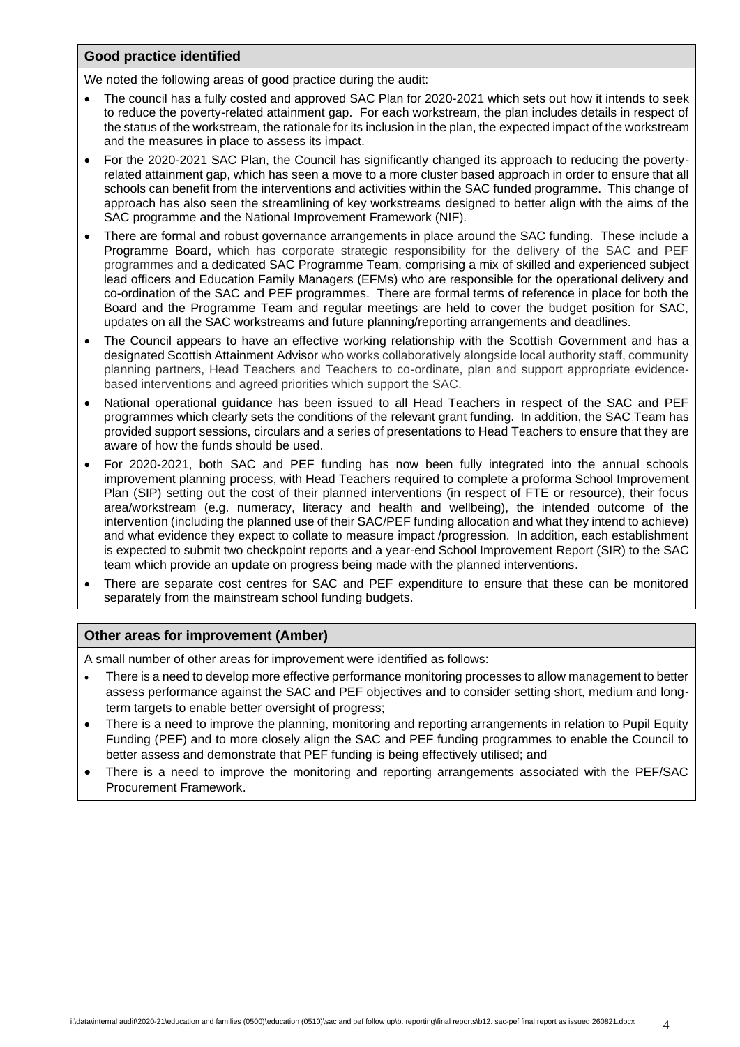## Good practice identified

We noted the following areas of good practice during the audit:

- The council has a fully costed and approved SAC Plan for 2020-2021 which sets out how it intends to seek to reduce the poverty-related attainment gap. For each workstream, the plan includes details in respect of the status of the workstream, the rationale for its inclusion in the plan, the expected impact of the workstream and the measures in place to assess its impact.
- For the 2020-2021 SAC Plan, the Council has significantly changed its approach to reducing the poverty-related attainment gap, which has seen a move to a more cluster based approach in order to ensure that all schools can benefit from the interventions and activities within the SAC funded programme. This change of approach has also seen the streamlining of key workstreams designed to better align with the aims of the SAC programme and the National Improvement Framework (NIF).
- There are formal and robust governance arrangements in place around the SAC funding. These include a Programme Board, which has corporate strategic responsibility for the delivery of the SAC and PEF programmes and a dedicated SAC Programme Team, comprising a mix of skilled and experienced subject lead officers and Education Family Managers (EFMs) who are responsible for the operational delivery and co-ordination of the SAC and PEF programmes. There are formal terms of reference in place for both the Board and the Programme Team and regular meetings are held to cover the budget position for SAC, updates on all the SAC workstreams and future planning/reporting arrangements and deadlines.
- The Council appears to have an effective working relationship with the Scottish Government and has a designated Scottish Attainment Advisor who works collaboratively alongside local authority staff, community planning partners, Head Teachers and Teachers to co-ordinate, plan and support appropriate evidence-based interventions and agreed priorities which support the SAC.
- National operational guidance has been issued to all Head Teachers in respect of the SAC and PEF programmes which clearly sets the conditions of the relevant grant funding. In addition, the SAC Team has provided support sessions, circulars and a series of presentations to Head Teachers to ensure that they are aware of how the funds should be used.
- For 2020-2021, both SAC and PEF funding has now been fully integrated into the annual schools improvement planning process, with Head Teachers required to complete a proforma School Improvement Plan (SIP) setting out the cost of their planned interventions (in respect of FTE or resource), their focus area/workstream (e.g. numeracy, literacy and health and wellbeing), the intended outcome of the intervention (including the planned use of their SAC/PEF funding allocation and what they intend to achieve) and what evidence they expect to collate to measure impact /progression. In addition, each establishment is expected to submit two checkpoint reports and a year-end School Improvement Report (SIR) to the SAC team which provide an update on progress being made with the planned interventions.
- There are separate cost centres for SAC and PEF expenditure to ensure that these can be monitored separately from the mainstream school funding budgets.

## Other areas for improvement (Amber)

A small number of other areas for improvement were identified as follows:

- There is a need to develop more effective performance monitoring processes to allow management to better assess performance against the SAC and PEF objectives and to consider setting short, medium and long-term targets to enable better oversight of progress;
- There is a need to improve the planning, monitoring and reporting arrangements in relation to Pupil Equity Funding (PEF) and to more closely align the SAC and PEF funding programmes to enable the Council to better assess and demonstrate that PEF funding is being effectively utilised; and
- There is a need to improve the monitoring and reporting arrangements associated with the PEF/SAC Procurement Framework.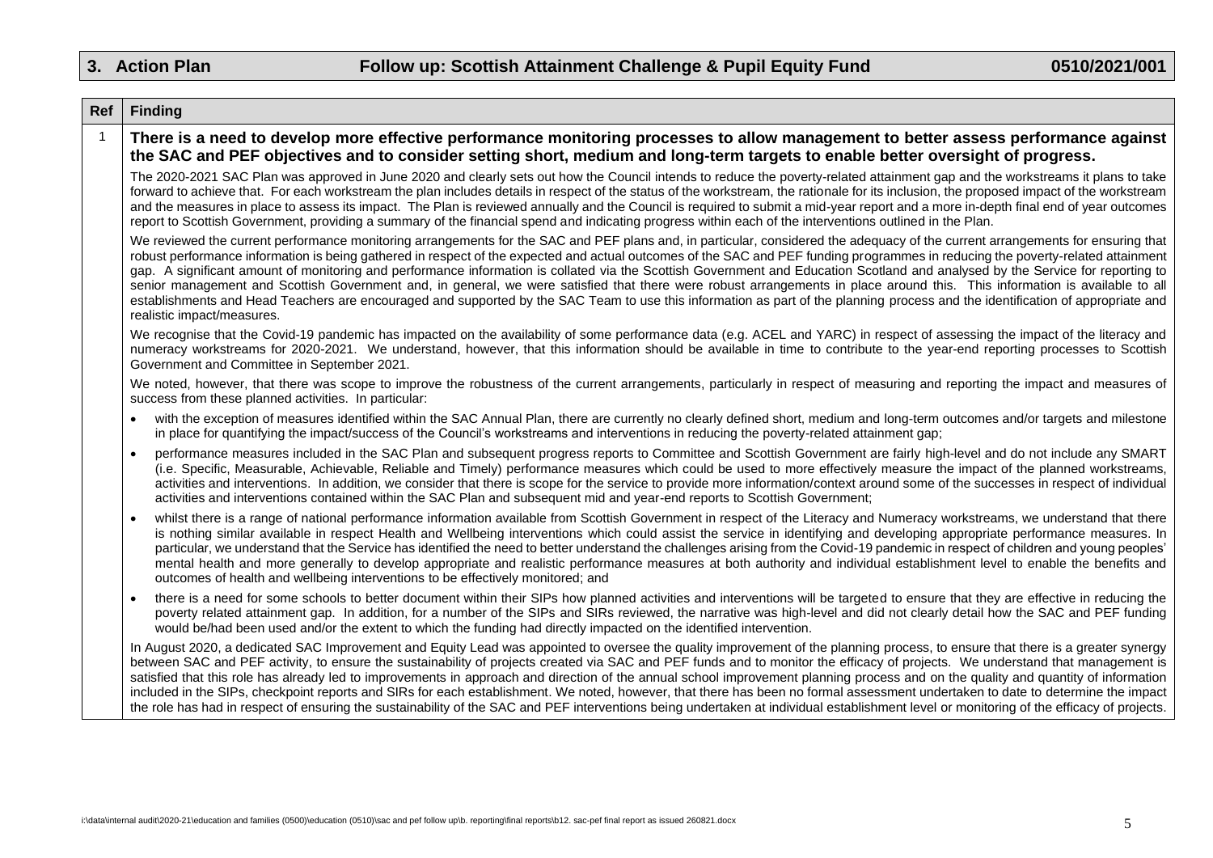## 3. Action Plan — Follow up: Scottish Attainment Challenge & Pupil Equity Fund — 0510/2021/001

| Ref | Finding |
|---|---|
| 1 | **There is a need to develop more effective performance monitoring processes to allow management to better assess performance against the SAC and PEF objectives and to consider setting short, medium and long-term targets to enable better oversight of progress.** |

The 2020-2021 SAC Plan was approved in June 2020 and clearly sets out how the Council intends to reduce the poverty-related attainment gap and the workstreams it plans to take forward to achieve that. For each workstream the plan includes details in respect of the status of the workstream, the rationale for its inclusion, the proposed impact of the workstream and the measures in place to assess its impact. The Plan is reviewed annually and the Council is required to submit a mid-year report and a more in-depth final end of year outcomes report to Scottish Government, providing a summary of the financial spend and indicating progress within each of the interventions outlined in the Plan.

We reviewed the current performance monitoring arrangements for the SAC and PEF plans and, in particular, considered the adequacy of the current arrangements for ensuring that robust performance information is being gathered in respect of the expected and actual outcomes of the SAC and PEF funding programmes in reducing the poverty-related attainment gap. A significant amount of monitoring and performance information is collated via the Scottish Government and Education Scotland and analysed by the Service for reporting to senior management and Scottish Government and, in general, we were satisfied that there were robust arrangements in place around this. This information is available to all establishments and Head Teachers are encouraged and supported by the SAC Team to use this information as part of the planning process and the identification of appropriate and realistic impact/measures.

We recognise that the Covid-19 pandemic has impacted on the availability of some performance data (e.g. ACEL and YARC) in respect of assessing the impact of the literacy and numeracy workstreams for 2020-2021. We understand, however, that this information should be available in time to contribute to the year-end reporting processes to Scottish Government and Committee in September 2021.

We noted, however, that there was scope to improve the robustness of the current arrangements, particularly in respect of measuring and reporting the impact and measures of success from these planned activities. In particular:

- with the exception of measures identified within the SAC Annual Plan, there are currently no clearly defined short, medium and long-term outcomes and/or targets and milestone in place for quantifying the impact/success of the Council's workstreams and interventions in reducing the poverty-related attainment gap;
- performance measures included in the SAC Plan and subsequent progress reports to Committee and Scottish Government are fairly high-level and do not include any SMART (i.e. Specific, Measurable, Achievable, Reliable and Timely) performance measures which could be used to more effectively measure the impact of the planned workstreams, activities and interventions. In addition, we consider that there is scope for the service to provide more information/context around some of the successes in respect of individual activities and interventions contained within the SAC Plan and subsequent mid and year-end reports to Scottish Government;
- whilst there is a range of national performance information available from Scottish Government in respect of the Literacy and Numeracy workstreams, we understand that there is nothing similar available in respect Health and Wellbeing interventions which could assist the service in identifying and developing appropriate performance measures. In particular, we understand that the Service has identified the need to better understand the challenges arising from the Covid-19 pandemic in respect of children and young peoples' mental health and more generally to develop appropriate and realistic performance measures at both authority and individual establishment level to enable the benefits and outcomes of health and wellbeing interventions to be effectively monitored; and
- there is a need for some schools to better document within their SIPs how planned activities and interventions will be targeted to ensure that they are effective in reducing the poverty related attainment gap. In addition, for a number of the SIPs and SIRs reviewed, the narrative was high-level and did not clearly detail how the SAC and PEF funding would be/had been used and/or the extent to which the funding had directly impacted on the identified intervention.

In August 2020, a dedicated SAC Improvement and Equity Lead was appointed to oversee the quality improvement of the planning process, to ensure that there is a greater synergy between SAC and PEF activity, to ensure the sustainability of projects created via SAC and PEF funds and to monitor the efficacy of projects. We understand that management is satisfied that this role has already led to improvements in approach and direction of the annual school improvement planning process and on the quality and quantity of information included in the SIPs, checkpoint reports and SIRs for each establishment. We noted, however, that there has been no formal assessment undertaken to date to determine the impact the role has had in respect of ensuring the sustainability of the SAC and PEF interventions being undertaken at individual establishment level or monitoring of the efficacy of projects.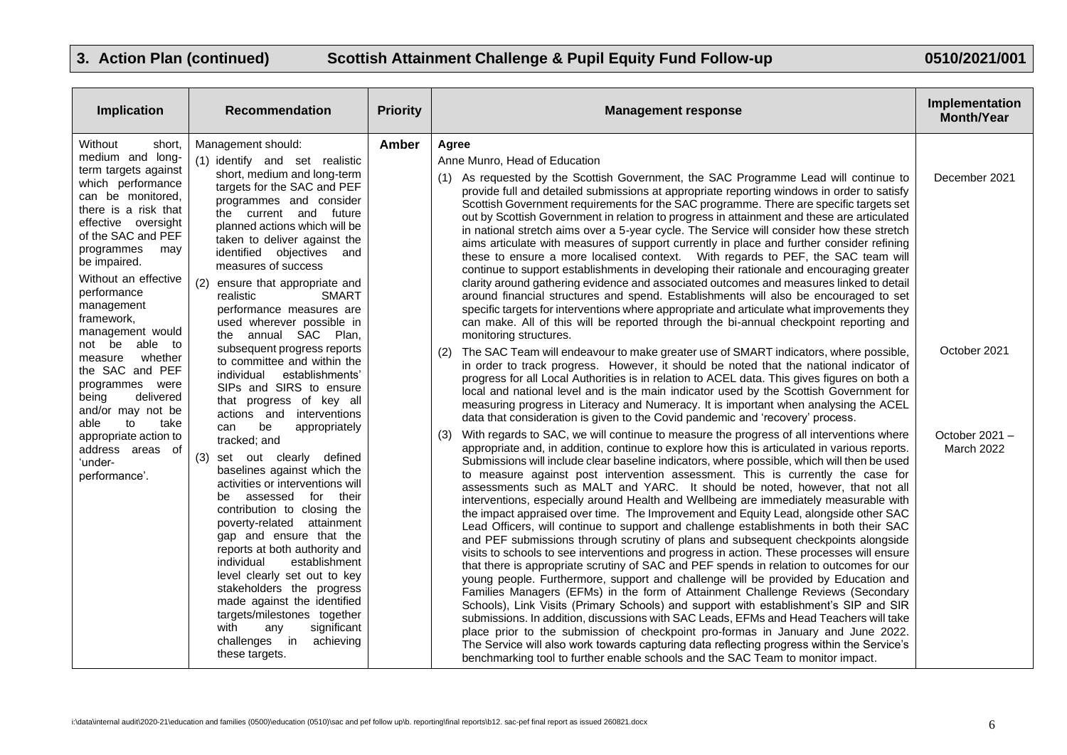**3. Action Plan (continued) Scottish Attainment Challenge & Pupil Equity Fund Follow-up 0510/2021/001**

| Implication | Recommendation | Priority | Management response | Implementation Month/Year |
|---|---|---|---|---|
| Without short, medium and long-term targets against which performance can be monitored, there is a risk that effective oversight of the SAC and PEF programmes may be impaired.<br><br>Without an effective performance management framework, management would not be able to measure whether the SAC and PEF programmes were being delivered and/or may not be able to take appropriate action to address areas of 'under-performance'. | Management should:<br>(1) identify and set realistic short, medium and long-term targets for the SAC and PEF programmes and consider the current and future planned actions which will be taken to deliver against the identified objectives and measures of success<br>(2) ensure that appropriate and realistic SMART performance measures are used wherever possible in the annual SAC Plan, subsequent progress reports to committee and within the individual establishments' SIPs and SIRS to ensure that progress of key all actions and interventions can be appropriately tracked; and<br>(3) set out clearly defined baselines against which the activities or interventions will be assessed for their contribution to closing the poverty-related attainment gap and ensure that the reports at both authority and individual establishment level clearly set out to key stakeholders the progress made against the identified targets/milestones together with any significant challenges in achieving these targets. | **Amber** | **Agree**<br>Anne Munro, Head of Education<br>(1) As requested by the Scottish Government, the SAC Programme Lead will continue to provide full and detailed submissions at appropriate reporting windows in order to satisfy Scottish Government requirements for the SAC programme. There are specific targets set out by Scottish Government in relation to progress in attainment and these are articulated in national stretch aims over a 5-year cycle. The Service will consider how these stretch aims articulate with measures of support currently in place and further consider refining these to ensure a more localised context. With regards to PEF, the SAC team will continue to support establishments in developing their rationale and encouraging greater clarity around gathering evidence and associated outcomes and measures linked to detail around financial structures and spend. Establishments will also be encouraged to set specific targets for interventions where appropriate and articulate what improvements they can make. All of this will be reported through the bi-annual checkpoint reporting and monitoring structures.<br>(2) The SAC Team will endeavour to make greater use of SMART indicators, where possible, in order to track progress. However, it should be noted that the national indicator of progress for all Local Authorities is in relation to ACEL data. This gives figures on both a local and national level and is the main indicator used by the Scottish Government for measuring progress in Literacy and Numeracy. It is important when analysing the ACEL data that consideration is given to the Covid pandemic and 'recovery' process.<br>(3) With regards to SAC, we will continue to measure the progress of all interventions where appropriate and, in addition, continue to explore how this is articulated in various reports. Submissions will include clear baseline indicators, where possible, which will then be used to measure against post intervention assessment. This is currently the case for assessments such as MALT and YARC. It should be noted, however, that not all interventions, especially around Health and Wellbeing are immediately measurable with the impact appraised over time. The Improvement and Equity Lead, alongside other SAC Lead Officers, will continue to support and challenge establishments in both their SAC and PEF submissions through scrutiny of plans and subsequent checkpoints alongside visits to schools to see interventions and progress in action. These processes will ensure that there is appropriate scrutiny of SAC and PEF spends in relation to outcomes for our young people. Furthermore, support and challenge will be provided by Education and Families Managers (EFMs) in the form of Attainment Challenge Reviews (Secondary Schools), Link Visits (Primary Schools) and support with establishment's SIP and SIR submissions. In addition, discussions with SAC Leads, EFMs and Head Teachers will take place prior to the submission of checkpoint pro-formas in January and June 2022. The Service will also work towards capturing data reflecting progress within the Service's benchmarking tool to further enable schools and the SAC Team to monitor impact. | December 2021<br><br>October 2021<br><br>October 2021 – March 2022 |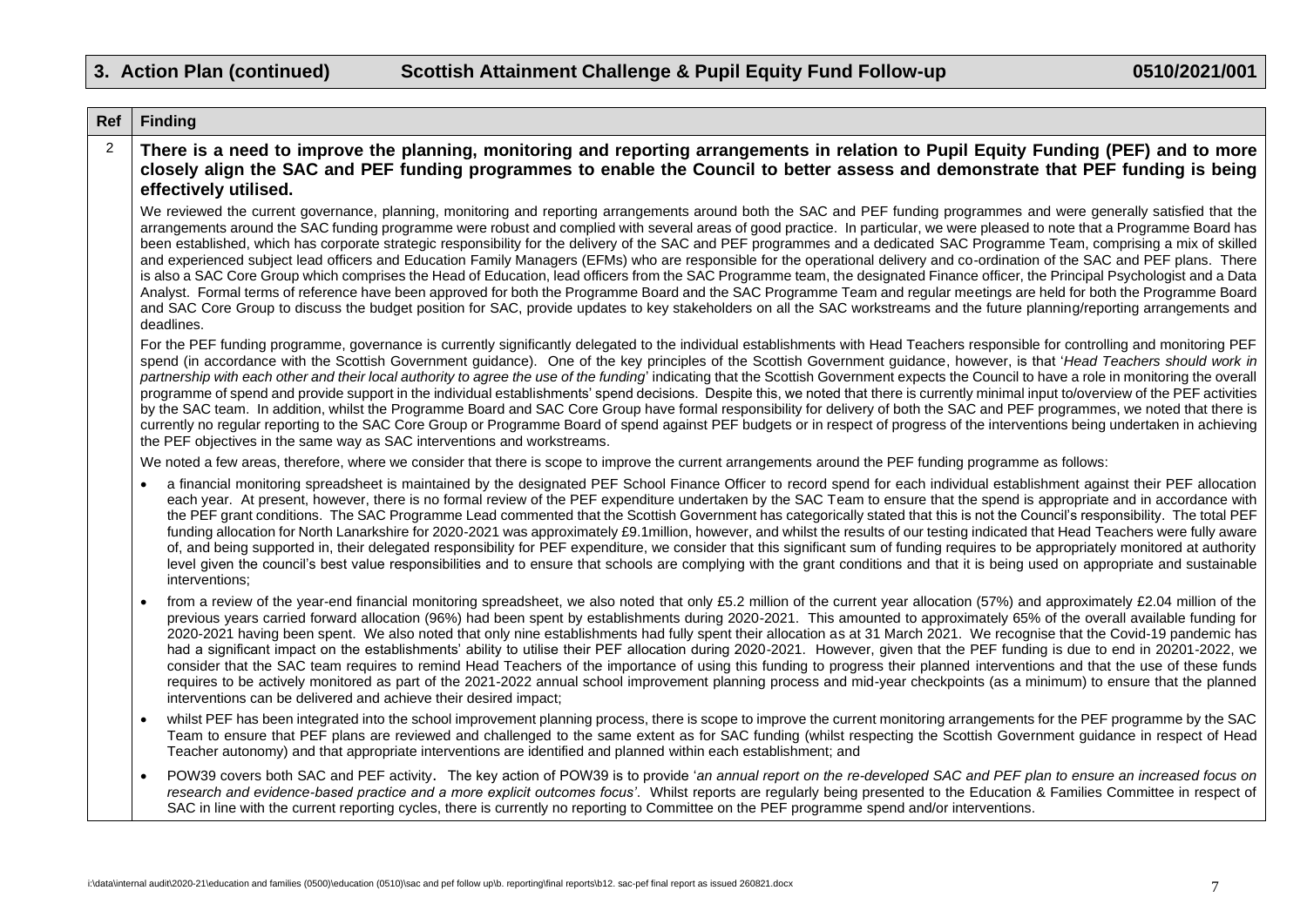## 3. Action Plan (continued) Scottish Attainment Challenge & Pupil Equity Fund Follow-up 0510/2021/001

| Ref | Finding |
|---|---|
| 2 | **There is a need to improve the planning, monitoring and reporting arrangements in relation to Pupil Equity Funding (PEF) and to more closely align the SAC and PEF funding programmes to enable the Council to better assess and demonstrate that PEF funding is being effectively utilised.**<br><br>We reviewed the current governance, planning, monitoring and reporting arrangements around both the SAC and PEF funding programmes and were generally satisfied that the arrangements around the SAC funding programme were robust and complied with several areas of good practice. In particular, we were pleased to note that a Programme Board has been established, which has corporate strategic responsibility for the delivery of the SAC and PEF programmes and a dedicated SAC Programme Team, comprising a mix of skilled and experienced subject lead officers and Education Family Managers (EFMs) who are responsible for the operational delivery and co-ordination of the SAC and PEF plans. There is also a SAC Core Group which comprises the Head of Education, lead officers from the SAC Programme team, the designated Finance officer, the Principal Psychologist and a Data Analyst. Formal terms of reference have been approved for both the Programme Board and the SAC Programme Team and regular meetings are held for both the Programme Board and SAC Core Group to discuss the budget position for SAC, provide updates to key stakeholders on all the SAC workstreams and the future planning/reporting arrangements and deadlines.<br><br>For the PEF funding programme, governance is currently significantly delegated to the individual establishments with Head Teachers responsible for controlling and monitoring PEF spend (in accordance with the Scottish Government guidance). One of the key principles of the Scottish Government guidance, however, is that '*Head Teachers should work in partnership with each other and their local authority to agree the use of the funding*' indicating that the Scottish Government expects the Council to have a role in monitoring the overall programme of spend and provide support in the individual establishments' spend decisions. Despite this, we noted that there is currently minimal input to/overview of the PEF activities by the SAC team. In addition, whilst the Programme Board and SAC Core Group have formal responsibility for delivery of both the SAC and PEF programmes, we noted that there is currently no regular reporting to the SAC Core Group or Programme Board of spend against PEF budgets or in respect of progress of the interventions being undertaken in achieving the PEF objectives in the same way as SAC interventions and workstreams.<br><br>We noted a few areas, therefore, where we consider that there is scope to improve the current arrangements around the PEF funding programme as follows:<br><br>• a financial monitoring spreadsheet is maintained by the designated PEF School Finance Officer to record spend for each individual establishment against their PEF allocation each year. At present, however, there is no formal review of the PEF expenditure undertaken by the SAC Team to ensure that the spend is appropriate and in accordance with the PEF grant conditions. The SAC Programme Lead commented that the Scottish Government has categorically stated that this is not the Council's responsibility. The total PEF funding allocation for North Lanarkshire for 2020-2021 was approximately £9.1million, however, and whilst the results of our testing indicated that Head Teachers were fully aware of, and being supported in, their delegated responsibility for PEF expenditure, we consider that this significant sum of funding requires to be appropriately monitored at authority level given the council's best value responsibilities and to ensure that schools are complying with the grant conditions and that it is being used on appropriate and sustainable interventions;<br><br>• from a review of the year-end financial monitoring spreadsheet, we also noted that only £5.2 million of the current year allocation (57%) and approximately £2.04 million of the previous years carried forward allocation (96%) had been spent by establishments during 2020-2021. This amounted to approximately 65% of the overall available funding for 2020-2021 having been spent. We also noted that only nine establishments had fully spent their allocation as at 31 March 2021. We recognise that the Covid-19 pandemic has had a significant impact on the establishments' ability to utilise their PEF allocation during 2020-2021. However, given that the PEF funding is due to end in 20201-2022, we consider that the SAC team requires to remind Head Teachers of the importance of using this funding to progress their planned interventions and that the use of these funds requires to be actively monitored as part of the 2021-2022 annual school improvement planning process and mid-year checkpoints (as a minimum) to ensure that the planned interventions can be delivered and achieve their desired impact;<br><br>• whilst PEF has been integrated into the school improvement planning process, there is scope to improve the current monitoring arrangements for the PEF programme by the SAC Team to ensure that PEF plans are reviewed and challenged to the same extent as for SAC funding (whilst respecting the Scottish Government guidance in respect of Head Teacher autonomy) and that appropriate interventions are identified and planned within each establishment; and<br><br>• POW39 covers both SAC and PEF activity. The key action of POW39 is to provide '*an annual report on the re-developed SAC and PEF plan to ensure an increased focus on research and evidence-based practice and a more explicit outcomes focus*'. Whilst reports are regularly being presented to the Education & Families Committee in respect of SAC in line with the current reporting cycles, there is currently no reporting to Committee on the PEF programme spend and/or interventions. |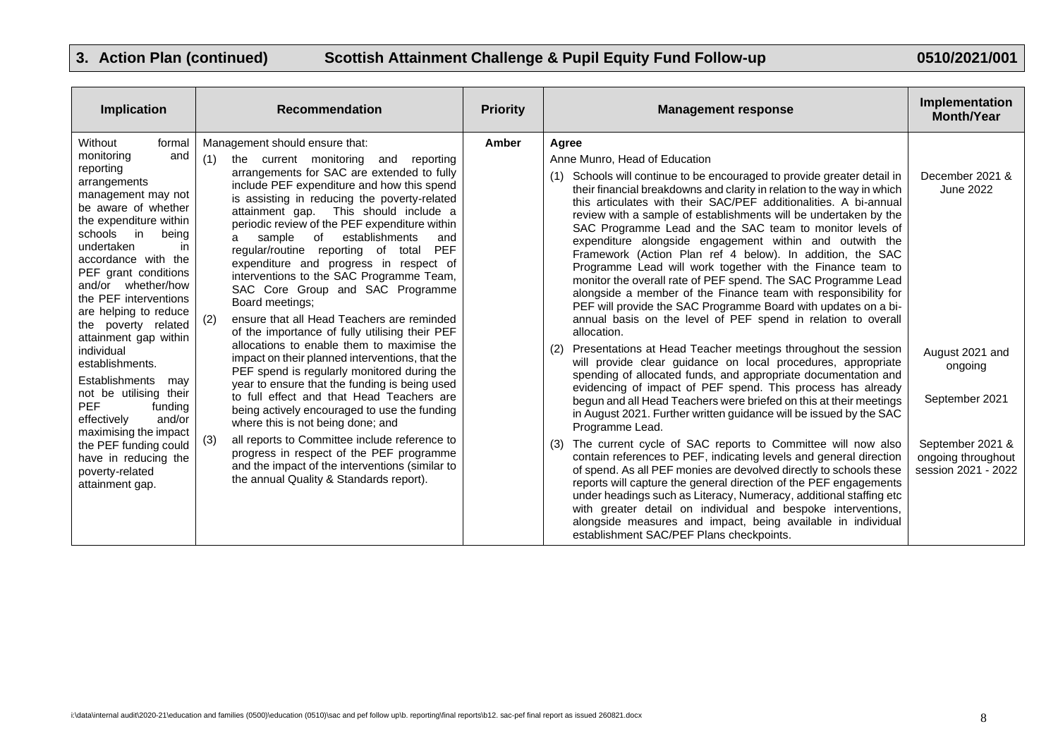## 3. Action Plan (continued) Scottish Attainment Challenge & Pupil Equity Fund Follow-up 0510/2021/001

| Implication | Recommendation | Priority | Management response | Implementation Month/Year |
|---|---|---|---|---|
| Without formal monitoring and reporting arrangements management may not be aware of whether the expenditure within schools in being undertaken in accordance with the PEF grant conditions and/or whether/how the PEF interventions are helping to reduce the poverty related attainment gap within individual establishments.<br><br>Establishments may not be utilising their PEF funding effectively and/or maximising the impact the PEF funding could have in reducing the poverty-related attainment gap. | Management should ensure that:<br>(1) the current monitoring and reporting arrangements for SAC are extended to fully include PEF expenditure and how this spend is assisting in reducing the poverty-related attainment gap. This should include a periodic review of the PEF expenditure within a sample of establishments and regular/routine reporting of total PEF expenditure and progress in respect of interventions to the SAC Programme Team, SAC Core Group and SAC Programme Board meetings;<br>(2) ensure that all Head Teachers are reminded of the importance of fully utilising their PEF allocations to enable them to maximise the impact on their planned interventions, that the PEF spend is regularly monitored during the year to ensure that the funding is being used to full effect and that Head Teachers are being actively encouraged to use the funding where this is not being done; and<br>(3) all reports to Committee include reference to progress in respect of the PEF programme and the impact of the interventions (similar to the annual Quality & Standards report). | Amber | **Agree**<br>Anne Munro, Head of Education<br>(1) Schools will continue to be encouraged to provide greater detail in their financial breakdowns and clarity in relation to the way in which this articulates with their SAC/PEF additionalities. A bi-annual review with a sample of establishments will be undertaken by the SAC Programme Lead and the SAC team to monitor levels of expenditure alongside engagement within and outwith the Framework (Action Plan ref 4 below). In addition, the SAC Programme Lead will work together with the Finance team to monitor the overall rate of PEF spend. The SAC Programme Lead alongside a member of the Finance team with responsibility for PEF will provide the SAC Programme Board with updates on a bi-annual basis on the level of PEF spend in relation to overall allocation.<br>(2) Presentations at Head Teacher meetings throughout the session will provide clear guidance on local procedures, appropriate spending of allocated funds, and appropriate documentation and evidencing of impact of PEF spend. This process has already begun and all Head Teachers were briefed on this at their meetings in August 2021. Further written guidance will be issued by the SAC Programme Lead.<br>(3) The current cycle of SAC reports to Committee will now also contain references to PEF, indicating levels and general direction of spend. As all PEF monies are devolved directly to schools these reports will capture the general direction of the PEF engagements under headings such as Literacy, Numeracy, additional staffing etc with greater detail on individual and bespoke interventions, alongside measures and impact, being available in individual establishment SAC/PEF Plans checkpoints. | December 2021 & June 2022<br><br>August 2021 and ongoing<br><br>September 2021<br><br>September 2021 & ongoing throughout session 2021 - 2022 |

i:\data\internal audit\2020-21\education and families (0500)\education (0510)\sac and pef follow up\b. reporting\final reports\b12. sac-pef final report as issued 260821.docx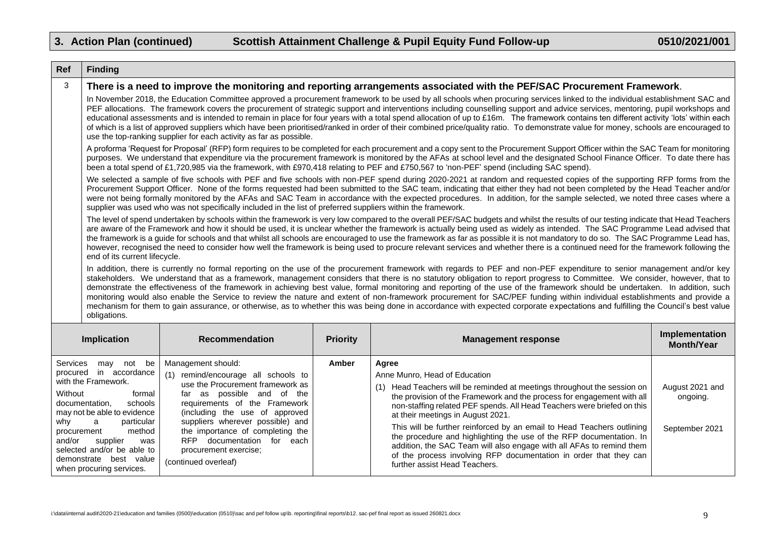## 3. Action Plan (continued) Scottish Attainment Challenge & Pupil Equity Fund Follow-up 0510/2021/001

| Ref | Finding |
|---|---|
| 3 | **There is a need to improve the monitoring and reporting arrangements associated with the PEF/SAC Procurement Framework.**<br><br>In November 2018, the Education Committee approved a procurement framework to be used by all schools when procuring services linked to the individual establishment SAC and PEF allocations. The framework covers the procurement of strategic support and interventions including counselling support and advice services, mentoring, pupil workshops and educational assessments and is intended to remain in place for four years with a total spend allocation of up to £16m. The framework contains ten different activity 'lots' within each of which is a list of approved suppliers which have been prioritised/ranked in order of their combined price/quality ratio. To demonstrate value for money, schools are encouraged to use the top-ranking supplier for each activity as far as possible.<br><br>A proforma 'Request for Proposal' (RFP) form requires to be completed for each procurement and a copy sent to the Procurement Support Officer within the SAC Team for monitoring purposes. We understand that expenditure via the procurement framework is monitored by the AFAs at school level and the designated School Finance Officer. To date there has been a total spend of £1,720,985 via the framework, with £970,418 relating to PEF and £750,567 to 'non-PEF' spend (including SAC spend).<br><br>We selected a sample of five schools with PEF and five schools with non-PEF spend during 2020-2021 at random and requested copies of the supporting RFP forms from the Procurement Support Officer. None of the forms requested had been submitted to the SAC team, indicating that either they had not been completed by the Head Teacher and/or were not being formally monitored by the AFAs and SAC Team in accordance with the expected procedures. In addition, for the sample selected, we noted three cases where a supplier was used who was not specifically included in the list of preferred suppliers within the framework.<br><br>The level of spend undertaken by schools within the framework is very low compared to the overall PEF/SAC budgets and whilst the results of our testing indicate that Head Teachers are aware of the Framework and how it should be used, it is unclear whether the framework is actually being used as widely as intended. The SAC Programme Lead advised that the framework is a guide for schools and that whilst all schools are encouraged to use the framework as far as possible it is not mandatory to do so. The SAC Programme Lead has, however, recognised the need to consider how well the framework is being used to procure relevant services and whether there is a continued need for the framework following the end of its current lifecycle.<br><br>In addition, there is currently no formal reporting on the use of the procurement framework with regards to PEF and non-PEF expenditure to senior management and/or key stakeholders. We understand that as a framework, management considers that there is no statutory obligation to report progress to Committee. We consider, however, that to demonstrate the effectiveness of the framework in achieving best value, formal monitoring and reporting of the use of the framework should be undertaken. In addition, such monitoring would also enable the Service to review the nature and extent of non-framework procurement for SAC/PEF funding within individual establishments and provide a mechanism for them to gain assurance, or otherwise, as to whether this was being done in accordance with expected corporate expectations and fulfilling the Council's best value obligations. |

| Implication | Recommendation | Priority | Management response | Implementation Month/Year |
|---|---|---|---|---|
| Services may not be procured in accordance with the Framework.<br><br>Without formal documentation, schools may not be able to evidence why a particular procurement method and/or supplier was selected and/or be able to demonstrate best value when procuring services. | Management should:<br>(1) remind/encourage all schools to use the Procurement framework as far as possible and of the requirements of the Framework (including the use of approved suppliers wherever possible) and the importance of completing the RFP documentation for each procurement exercise;<br>(continued overleaf) | Amber | **Agree**<br>Anne Munro, Head of Education<br>(1) Head Teachers will be reminded at meetings throughout the session on the provision of the Framework and the process for engagement with all non-staffing related PEF spends. All Head Teachers were briefed on this at their meetings in August 2021.<br><br>This will be further reinforced by an email to Head Teachers outlining the procedure and highlighting the use of the RFP documentation. In addition, the SAC Team will also engage with all AFAs to remind them of the process involving RFP documentation in order that they can further assist Head Teachers. | August 2021 and ongoing.<br><br>September 2021 |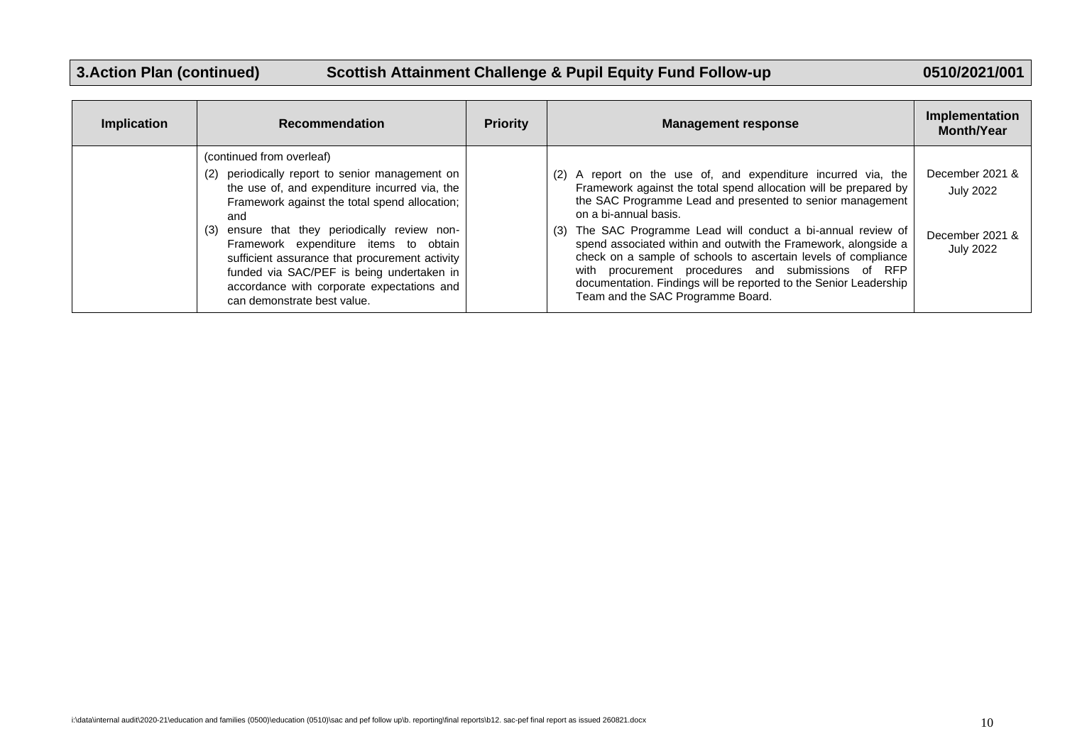## 3.Action Plan (continued) Scottish Attainment Challenge & Pupil Equity Fund Follow-up 0510/2021/001

| Implication | Recommendation | Priority | Management response | Implementation Month/Year |
|---|---|---|---|---|
| | (continued from overleaf)<br>(2) periodically report to senior management on the use of, and expenditure incurred via, the Framework against the total spend allocation; and<br>(3) ensure that they periodically review non-Framework expenditure items to obtain sufficient assurance that procurement activity funded via SAC/PEF is being undertaken in accordance with corporate expectations and can demonstrate best value. | | (2) A report on the use of, and expenditure incurred via, the Framework against the total spend allocation will be prepared by the SAC Programme Lead and presented to senior management on a bi-annual basis.<br>(3) The SAC Programme Lead will conduct a bi-annual review of spend associated within and outwith the Framework, alongside a check on a sample of schools to ascertain levels of compliance with procurement procedures and submissions of RFP documentation. Findings will be reported to the Senior Leadership Team and the SAC Programme Board. | December 2021 & July 2022<br><br>December 2021 & July 2022 |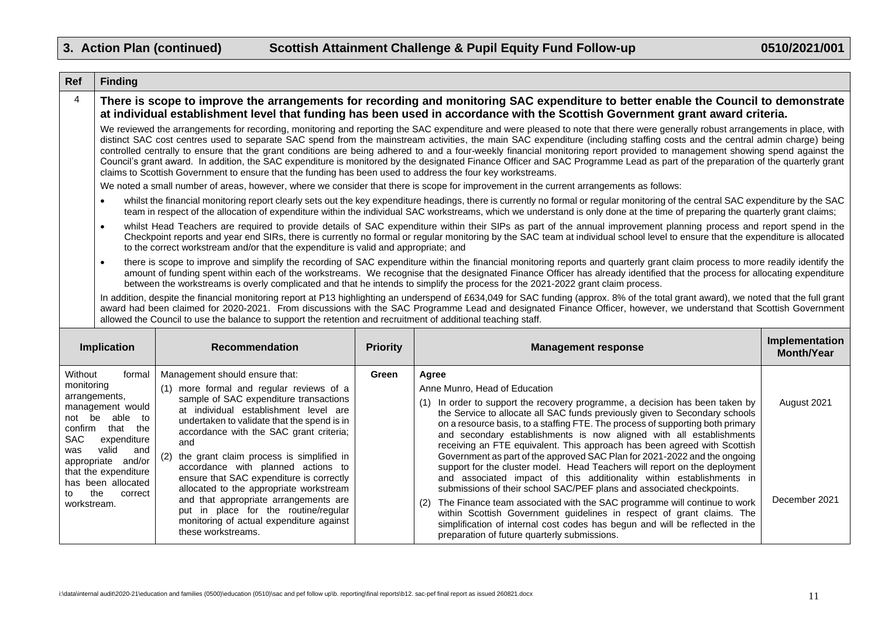## 3. Action Plan (continued) Scottish Attainment Challenge & Pupil Equity Fund Follow-up 0510/2021/001

| Ref | Finding |
|---|---|
| 4 | **There is scope to improve the arrangements for recording and monitoring SAC expenditure to better enable the Council to demonstrate at individual establishment level that funding has been used in accordance with the Scottish Government grant award criteria.**<br><br>We reviewed the arrangements for recording, monitoring and reporting the SAC expenditure and were pleased to note that there were generally robust arrangements in place, with distinct SAC cost centres used to separate SAC spend from the mainstream activities, the main SAC expenditure (including staffing costs and the central admin charge) being controlled centrally to ensure that the grant conditions are being adhered to and a four-weekly financial monitoring report provided to management showing spend against the Council's grant award. In addition, the SAC expenditure is monitored by the designated Finance Officer and SAC Programme Lead as part of the preparation of the quarterly grant claims to Scottish Government to ensure that the funding has been used to address the four key workstreams.<br><br>We noted a small number of areas, however, where we consider that there is scope for improvement in the current arrangements as follows:<br><br>• whilst the financial monitoring report clearly sets out the key expenditure headings, there is currently no formal or regular monitoring of the central SAC expenditure by the SAC team in respect of the allocation of expenditure within the individual SAC workstreams, which we understand is only done at the time of preparing the quarterly grant claims;<br><br>• whilst Head Teachers are required to provide details of SAC expenditure within their SIPs as part of the annual improvement planning process and report spend in the Checkpoint reports and year end SIRs, there is currently no formal or regular monitoring by the SAC team at individual school level to ensure that the expenditure is allocated to the correct workstream and/or that the expenditure is valid and appropriate; and<br><br>• there is scope to improve and simplify the recording of SAC expenditure within the financial monitoring reports and quarterly grant claim process to more readily identify the amount of funding spent within each of the workstreams. We recognise that the designated Finance Officer has already identified that the process for allocating expenditure between the workstreams is overly complicated and that he intends to simplify the process for the 2021-2022 grant claim process.<br><br>In addition, despite the financial monitoring report at P13 highlighting an underspend of £634,049 for SAC funding (approx. 8% of the total grant award), we noted that the full grant award had been claimed for 2020-2021. From discussions with the SAC Programme Lead and designated Finance Officer, however, we understand that Scottish Government allowed the Council to use the balance to support the retention and recruitment of additional teaching staff. |

| Implication | Recommendation | Priority | Management response | Implementation Month/Year |
|---|---|---|---|---|
| Without formal monitoring arrangements, management would not be able to confirm that the SAC expenditure was valid and appropriate and/or that the expenditure has been allocated to the correct workstream. | Management should ensure that:<br>(1) more formal and regular reviews of a sample of SAC expenditure transactions at individual establishment level are undertaken to validate that the spend is in accordance with the SAC grant criteria; and<br>(2) the grant claim process is simplified in accordance with planned actions to ensure that SAC expenditure is correctly allocated to the appropriate workstream and that appropriate arrangements are put in place for the routine/regular monitoring of actual expenditure against these workstreams. | Green | **Agree**<br>Anne Munro, Head of Education<br>(1) In order to support the recovery programme, a decision has been taken by the Service to allocate all SAC funds previously given to Secondary schools on a resource basis, to a staffing FTE. The process of supporting both primary and secondary establishments is now aligned with all establishments receiving an FTE equivalent. This approach has been agreed with Scottish Government as part of the approved SAC Plan for 2021-2022 and the ongoing support for the cluster model. Head Teachers will report on the deployment and associated impact of this additionality within establishments in submissions of their school SAC/PEF plans and associated checkpoints.<br>(2) The Finance team associated with the SAC programme will continue to work within Scottish Government guidelines in respect of grant claims. The simplification of internal cost codes has begun and will be reflected in the preparation of future quarterly submissions. | August 2021<br><br><br><br><br><br><br>December 2021 |

i:\data\internal audit\2020-21\education and families (0500)\education (0510)\sac and pef follow up\b. reporting\final reports\b12. sac-pef final report as issued 260821.docx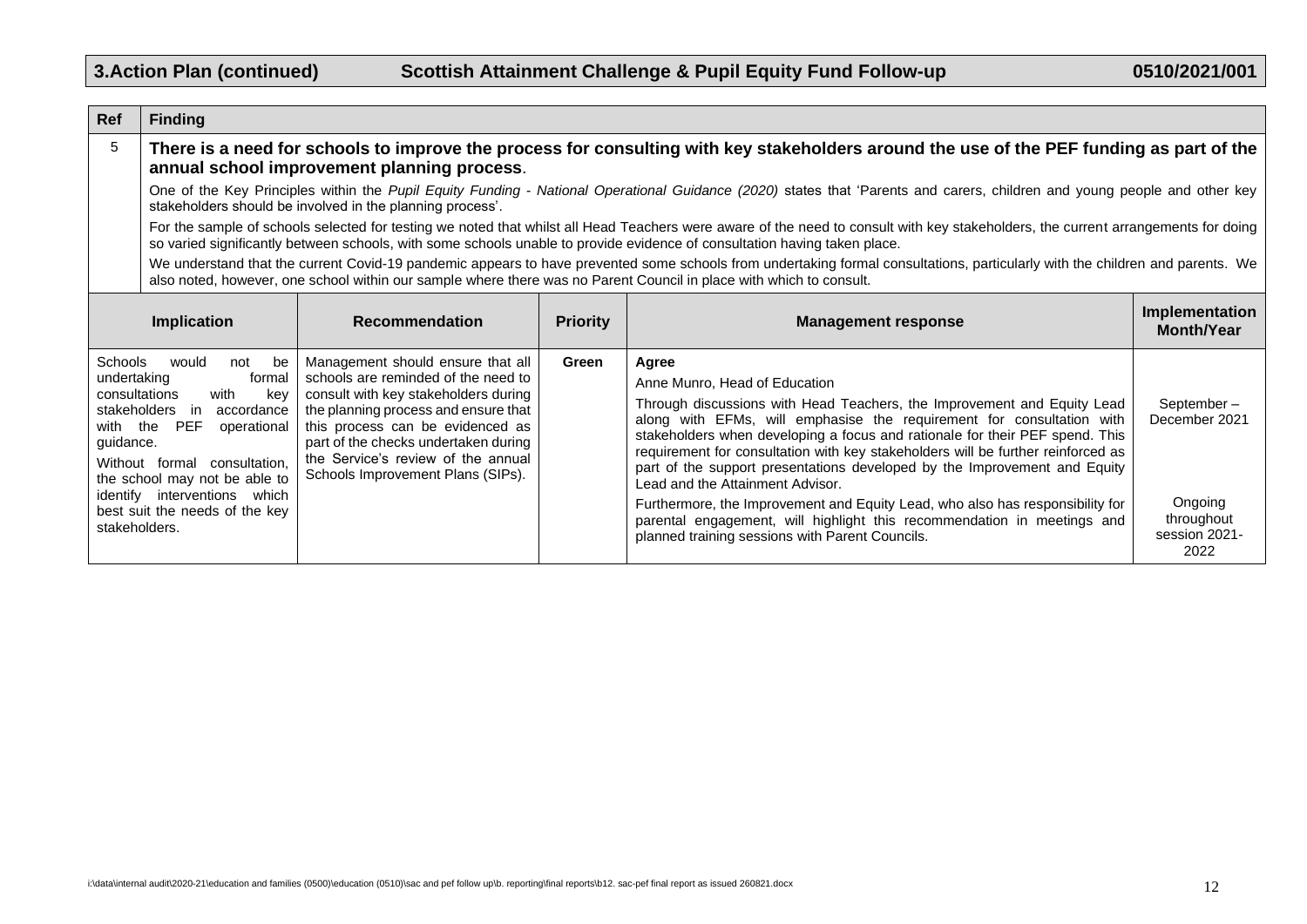## 3.Action Plan (continued) Scottish Attainment Challenge & Pupil Equity Fund Follow-up 0510/2021/001

| Ref | Finding |
|---|---|
| 5 | **There is a need for schools to improve the process for consulting with key stakeholders around the use of the PEF funding as part of the annual school improvement planning process**.<br><br>One of the Key Principles within the *Pupil Equity Funding - National Operational Guidance (2020)* states that 'Parents and carers, children and young people and other key stakeholders should be involved in the planning process'.<br><br>For the sample of schools selected for testing we noted that whilst all Head Teachers were aware of the need to consult with key stakeholders, the current arrangements for doing so varied significantly between schools, with some schools unable to provide evidence of consultation having taken place.<br><br>We understand that the current Covid-19 pandemic appears to have prevented some schools from undertaking formal consultations, particularly with the children and parents. We also noted, however, one school within our sample where there was no Parent Council in place with which to consult. |

| Implication | Recommendation | Priority | Management response | Implementation Month/Year |
|---|---|---|---|---|
| Schools would not be undertaking formal consultations with key stakeholders in accordance with the PEF operational guidance.<br><br>Without formal consultation, the school may not be able to identify interventions which best suit the needs of the key stakeholders. | Management should ensure that all schools are reminded of the need to consult with key stakeholders during the planning process and ensure that this process can be evidenced as part of the checks undertaken during the Service's review of the annual Schools Improvement Plans (SIPs). | **Green** | **Agree**<br><br>Anne Munro, Head of Education<br><br>Through discussions with Head Teachers, the Improvement and Equity Lead along with EFMs, will emphasise the requirement for consultation with stakeholders when developing a focus and rationale for their PEF spend. This requirement for consultation with key stakeholders will be further reinforced as part of the support presentations developed by the Improvement and Equity Lead and the Attainment Advisor.<br><br>Furthermore, the Improvement and Equity Lead, who also has responsibility for parental engagement, will highlight this recommendation in meetings and planned training sessions with Parent Councils. | September – December 2021<br><br>Ongoing throughout session 2021-2022 |

i:\data\internal audit\2020-21\education and families (0500)\education (0510)\sac and pef follow up\b. reporting\final reports\b12. sac-pef final report as issued 260821.docx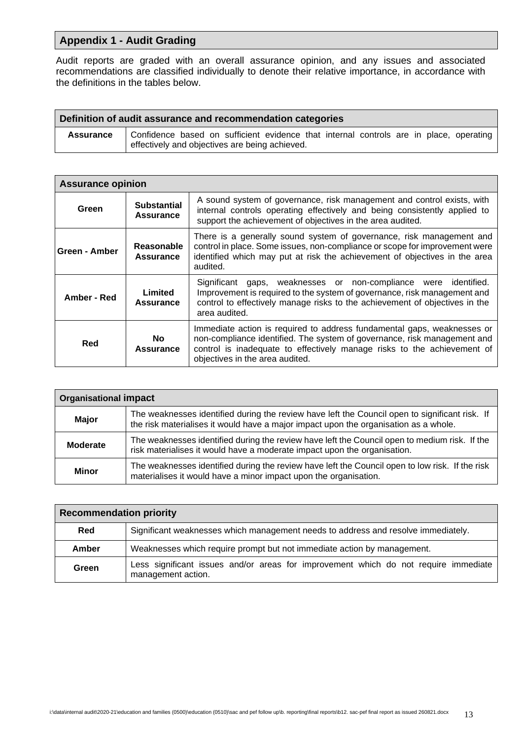## Appendix 1 - Audit Grading

Audit reports are graded with an overall assurance opinion, and any issues and associated recommendations are classified individually to denote their relative importance, in accordance with the definitions in the tables below.

| Definition of audit assurance and recommendation categories | |
|---|---|
| **Assurance** | Confidence based on sufficient evidence that internal controls are in place, operating effectively and objectives are being achieved. |

| Assurance opinion | | |
|---|---|---|
| **Green** | **Substantial Assurance** | A sound system of governance, risk management and control exists, with internal controls operating effectively and being consistently applied to support the achievement of objectives in the area audited. |
| **Green - Amber** | **Reasonable Assurance** | There is a generally sound system of governance, risk management and control in place. Some issues, non-compliance or scope for improvement were identified which may put at risk the achievement of objectives in the area audited. |
| **Amber - Red** | **Limited Assurance** | Significant gaps, weaknesses or non-compliance were identified. Improvement is required to the system of governance, risk management and control to effectively manage risks to the achievement of objectives in the area audited. |
| **Red** | **No Assurance** | Immediate action is required to address fundamental gaps, weaknesses or non-compliance identified. The system of governance, risk management and control is inadequate to effectively manage risks to the achievement of objectives in the area audited. |

| Organisational impact | |
|---|---|
| **Major** | The weaknesses identified during the review have left the Council open to significant risk. If the risk materialises it would have a major impact upon the organisation as a whole. |
| **Moderate** | The weaknesses identified during the review have left the Council open to medium risk. If the risk materialises it would have a moderate impact upon the organisation. |
| **Minor** | The weaknesses identified during the review have left the Council open to low risk. If the risk materialises it would have a minor impact upon the organisation. |

| Recommendation priority | |
|---|---|
| **Red** | Significant weaknesses which management needs to address and resolve immediately. |
| **Amber** | Weaknesses which require prompt but not immediate action by management. |
| **Green** | Less significant issues and/or areas for improvement which do not require immediate management action. |